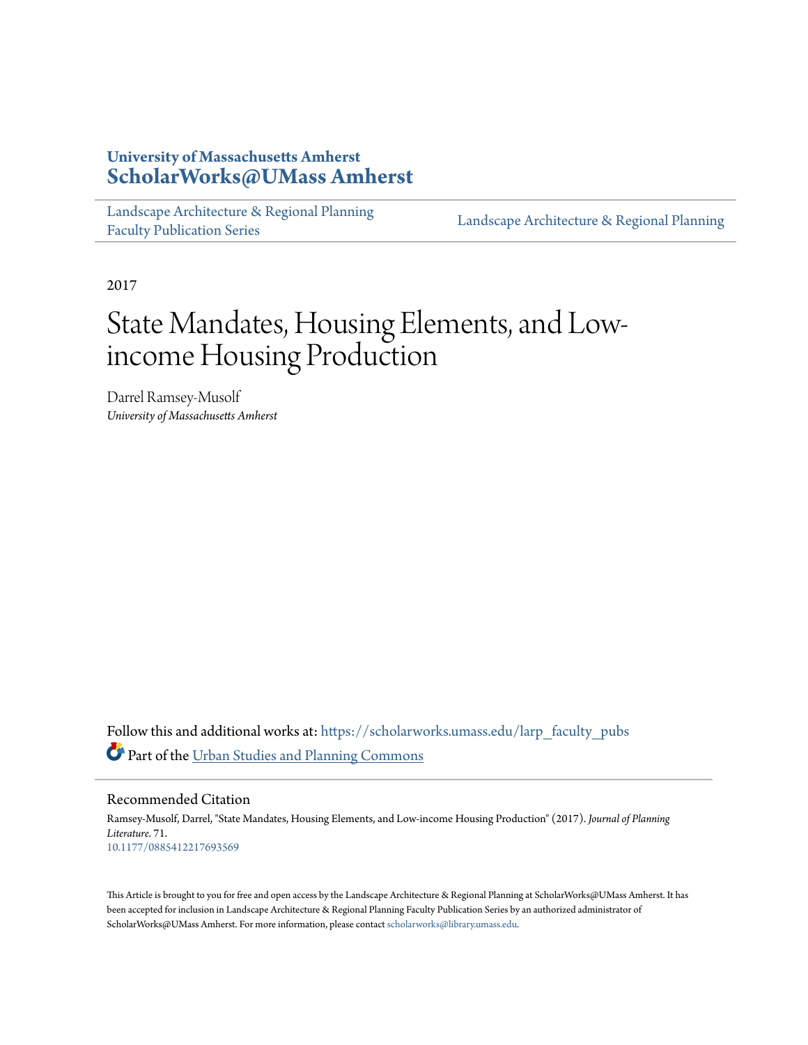University of Massachusetts Amherst

# ScholarWorks@UMass Amherst

Landscape Architecture & Regional Planning Faculty Publication Series

Landscape Architecture & Regional Planning

2017

# State Mandates, Housing Elements, and Low-income Housing Production

Darrel Ramsey-Musolf
*University of Massachusetts Amherst*

Follow this and additional works at: https://scholarworks.umass.edu/larp_faculty_pubs

Part of the Urban Studies and Planning Commons

## Recommended Citation

Ramsey-Musolf, Darrel, "State Mandates, Housing Elements, and Low-income Housing Production" (2017). *Journal of Planning Literature*. 71.
10.1177/0885412217693569

This Article is brought to you for free and open access by the Landscape Architecture & Regional Planning at ScholarWorks@UMass Amherst. It has been accepted for inclusion in Landscape Architecture & Regional Planning Faculty Publication Series by an authorized administrator of ScholarWorks@UMass Amherst. For more information, please contact scholarworks@library.umass.edu.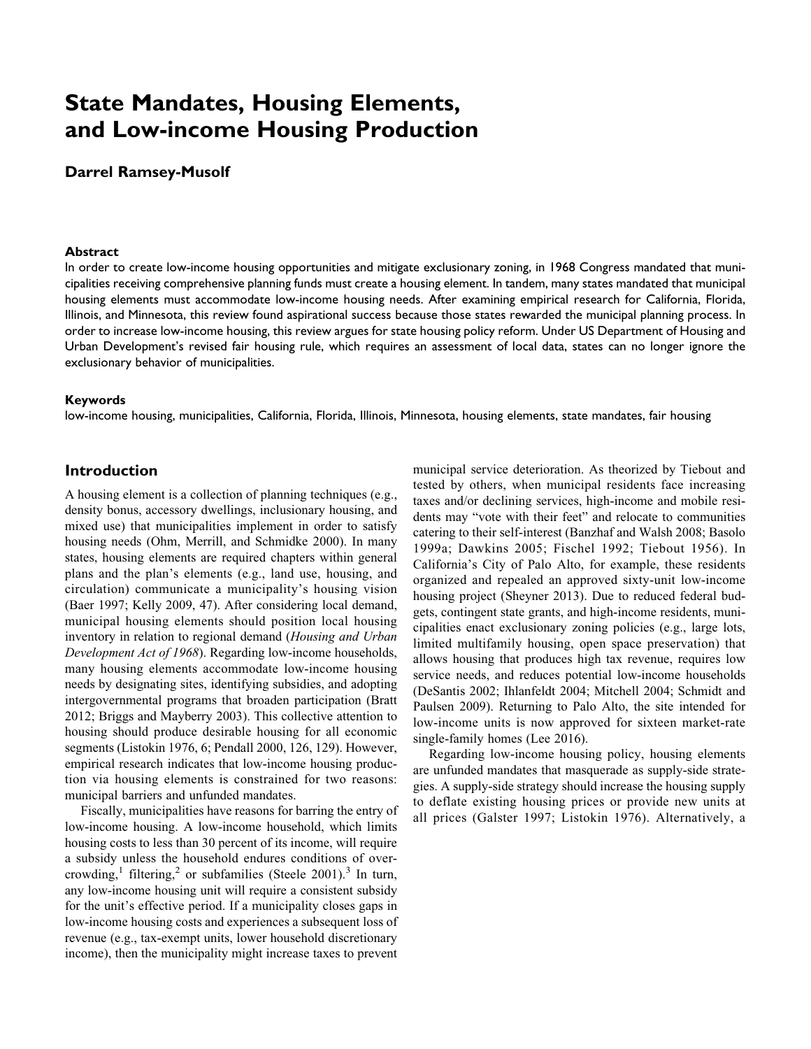// Reasoning: This is a transcription task, where the user is asking me to reproduce the document text verbatim as Markdown. I'll put the content inside the transcription tags, which will hold only the document text.
# State Mandates, Housing Elements, and Low-income Housing Production

**Darrel Ramsey-Musolf**

### Abstract

In order to create low-income housing opportunities and mitigate exclusionary zoning, in 1968 Congress mandated that municipalities receiving comprehensive planning funds must create a housing element. In tandem, many states mandated that municipal housing elements must accommodate low-income housing needs. After examining empirical research for California, Florida, Illinois, and Minnesota, this review found aspirational success because those states rewarded the municipal planning process. In order to increase low-income housing, this review argues for state housing policy reform. Under US Department of Housing and Urban Development's revised fair housing rule, which requires an assessment of local data, states can no longer ignore the exclusionary behavior of municipalities.

### Keywords

low-income housing, municipalities, California, Florida, Illinois, Minnesota, housing elements, state mandates, fair housing

## Introduction

A housing element is a collection of planning techniques (e.g., density bonus, accessory dwellings, inclusionary housing, and mixed use) that municipalities implement in order to satisfy housing needs (Ohm, Merrill, and Schmidke 2000). In many states, housing elements are required chapters within general plans and the plan's elements (e.g., land use, housing, and circulation) communicate a municipality's housing vision (Baer 1997; Kelly 2009, 47). After considering local demand, municipal housing elements should position local housing inventory in relation to regional demand (*Housing and Urban Development Act of 1968*). Regarding low-income households, many housing elements accommodate low-income housing needs by designating sites, identifying subsidies, and adopting intergovernmental programs that broaden participation (Bratt 2012; Briggs and Mayberry 2003). This collective attention to housing should produce desirable housing for all economic segments (Listokin 1976, 6; Pendall 2000, 126, 129). However, empirical research indicates that low-income housing production via housing elements is constrained for two reasons: municipal barriers and unfunded mandates.

Fiscally, municipalities have reasons for barring the entry of low-income housing. A low-income household, which limits housing costs to less than 30 percent of its income, will require a subsidy unless the household endures conditions of overcrowding,[1] filtering,[2] or subfamilies (Steele 2001).[3] In turn, any low-income housing unit will require a consistent subsidy for the unit's effective period. If a municipality closes gaps in low-income housing costs and experiences a subsequent loss of revenue (e.g., tax-exempt units, lower household discretionary income), then the municipality might increase taxes to prevent municipal service deterioration. As theorized by Tiebout and tested by others, when municipal residents face increasing taxes and/or declining services, high-income and mobile residents may "vote with their feet" and relocate to communities catering to their self-interest (Banzhaf and Walsh 2008; Basolo 1999a; Dawkins 2005; Fischel 1992; Tiebout 1956). In California's City of Palo Alto, for example, these residents organized and repealed an approved sixty-unit low-income housing project (Sheyner 2013). Due to reduced federal budgets, contingent state grants, and high-income residents, municipalities enact exclusionary zoning policies (e.g., large lots, limited multifamily housing, open space preservation) that allows housing that produces high tax revenue, requires low service needs, and reduces potential low-income households (DeSantis 2002; Ihlanfeldt 2004; Mitchell 2004; Schmidt and Paulsen 2009). Returning to Palo Alto, the site intended for low-income units is now approved for sixteen market-rate single-family homes (Lee 2016).

Regarding low-income housing policy, housing elements are unfunded mandates that masquerade as supply-side strategies. A supply-side strategy should increase the housing supply to deflate existing housing prices or provide new units at all prices (Galster 1997; Listokin 1976). Alternatively, a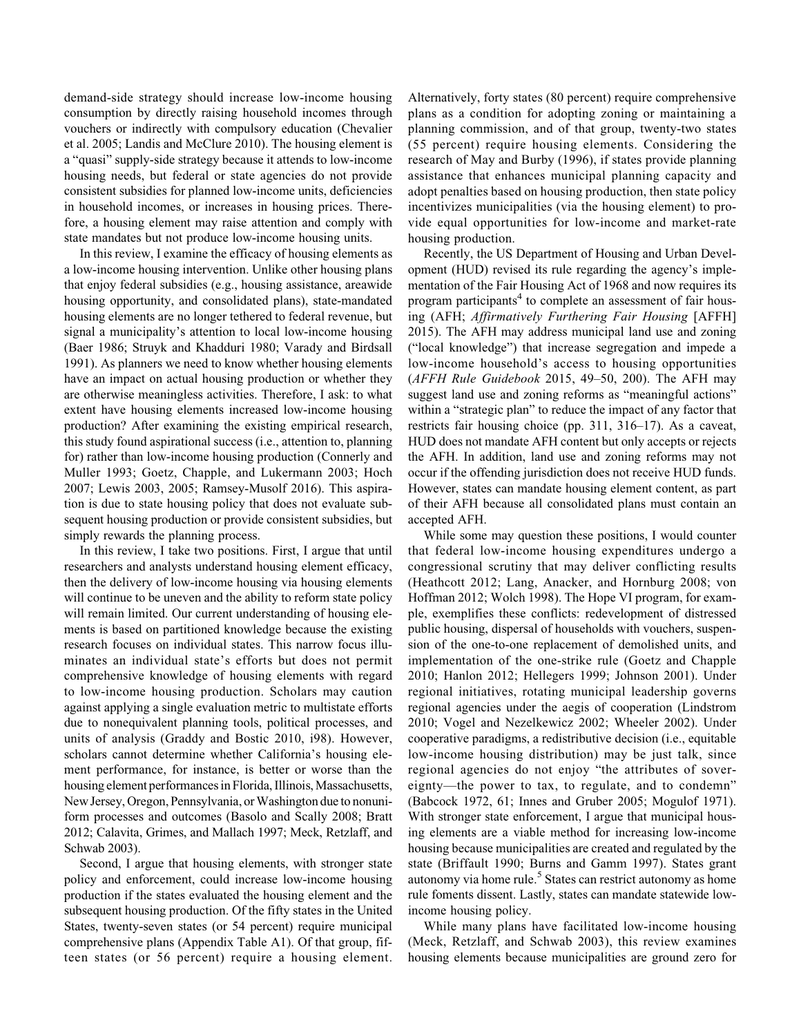demand-side strategy should increase low-income housing consumption by directly raising household incomes through vouchers or indirectly with compulsory education (Chevalier et al. 2005; Landis and McClure 2010). The housing element is a "quasi" supply-side strategy because it attends to low-income housing needs, but federal or state agencies do not provide consistent subsidies for planned low-income units, deficiencies in household incomes, or increases in housing prices. Therefore, a housing element may raise attention and comply with state mandates but not produce low-income housing units.

In this review, I examine the efficacy of housing elements as a low-income housing intervention. Unlike other housing plans that enjoy federal subsidies (e.g., housing assistance, areawide housing opportunity, and consolidated plans), state-mandated housing elements are no longer tethered to federal revenue, but signal a municipality's attention to local low-income housing (Baer 1986; Struyk and Khadduri 1980; Varady and Birdsall 1991). As planners we need to know whether housing elements have an impact on actual housing production or whether they are otherwise meaningless activities. Therefore, I ask: to what extent have housing elements increased low-income housing production? After examining the existing empirical research, this study found aspirational success (i.e., attention to, planning for) rather than low-income housing production (Connerly and Muller 1993; Goetz, Chapple, and Lukermann 2003; Hoch 2007; Lewis 2003, 2005; Ramsey-Musolf 2016). This aspiration is due to state housing policy that does not evaluate subsequent housing production or provide consistent subsidies, but simply rewards the planning process.

In this review, I take two positions. First, I argue that until researchers and analysts understand housing element efficacy, then the delivery of low-income housing via housing elements will continue to be uneven and the ability to reform state policy will remain limited. Our current understanding of housing elements is based on partitioned knowledge because the existing research focuses on individual states. This narrow focus illuminates an individual state's efforts but does not permit comprehensive knowledge of housing elements with regard to low-income housing production. Scholars may caution against applying a single evaluation metric to multistate efforts due to nonequivalent planning tools, political processes, and units of analysis (Graddy and Bostic 2010, i98). However, scholars cannot determine whether California's housing element performance, for instance, is better or worse than the housing element performances in Florida, Illinois, Massachusetts, New Jersey, Oregon, Pennsylvania, or Washington due to nonuniform processes and outcomes (Basolo and Scally 2008; Bratt 2012; Calavita, Grimes, and Mallach 1997; Meck, Retzlaff, and Schwab 2003).

Second, I argue that housing elements, with stronger state policy and enforcement, could increase low-income housing production if the states evaluated the housing element and the subsequent housing production. Of the fifty states in the United States, twenty-seven states (or 54 percent) require municipal comprehensive plans (Appendix Table A1). Of that group, fifteen states (or 56 percent) require a housing element. Alternatively, forty states (80 percent) require comprehensive plans as a condition for adopting zoning or maintaining a planning commission, and of that group, twenty-two states (55 percent) require housing elements. Considering the research of May and Burby (1996), if states provide planning assistance that enhances municipal planning capacity and adopt penalties based on housing production, then state policy incentivizes municipalities (via the housing element) to provide equal opportunities for low-income and market-rate housing production.

Recently, the US Department of Housing and Urban Development (HUD) revised its rule regarding the agency's implementation of the Fair Housing Act of 1968 and now requires its program participants[4] to complete an assessment of fair housing (AFH; *Affirmatively Furthering Fair Housing* [AFFH] 2015). The AFH may address municipal land use and zoning ("local knowledge") that increase segregation and impede a low-income household's access to housing opportunities (*AFFH Rule Guidebook* 2015, 49–50, 200). The AFH may suggest land use and zoning reforms as "meaningful actions" within a "strategic plan" to reduce the impact of any factor that restricts fair housing choice (pp. 311, 316–17). As a caveat, HUD does not mandate AFH content but only accepts or rejects the AFH. In addition, land use and zoning reforms may not occur if the offending jurisdiction does not receive HUD funds. However, states can mandate housing element content, as part of their AFH because all consolidated plans must contain an accepted AFH.

While some may question these positions, I would counter that federal low-income housing expenditures undergo a congressional scrutiny that may deliver conflicting results (Heathcott 2012; Lang, Anacker, and Hornburg 2008; von Hoffman 2012; Wolch 1998). The Hope VI program, for example, exemplifies these conflicts: redevelopment of distressed public housing, dispersal of households with vouchers, suspension of the one-to-one replacement of demolished units, and implementation of the one-strike rule (Goetz and Chapple 2010; Hanlon 2012; Hellegers 1999; Johnson 2001). Under regional initiatives, rotating municipal leadership governs regional agencies under the aegis of cooperation (Lindstrom 2010; Vogel and Nezelkewicz 2002; Wheeler 2002). Under cooperative paradigms, a redistributive decision (i.e., equitable low-income housing distribution) may be just talk, since regional agencies do not enjoy "the attributes of sovereignty—the power to tax, to regulate, and to condemn" (Babcock 1972, 61; Innes and Gruber 2005; Mogulof 1971). With stronger state enforcement, I argue that municipal housing elements are a viable method for increasing low-income housing because municipalities are created and regulated by the state (Briffault 1990; Burns and Gamm 1997). States grant autonomy via home rule.[5] States can restrict autonomy as home rule foments dissent. Lastly, states can mandate statewide low-income housing policy.

While many plans have facilitated low-income housing (Meck, Retzlaff, and Schwab 2003), this review examines housing elements because municipalities are ground zero for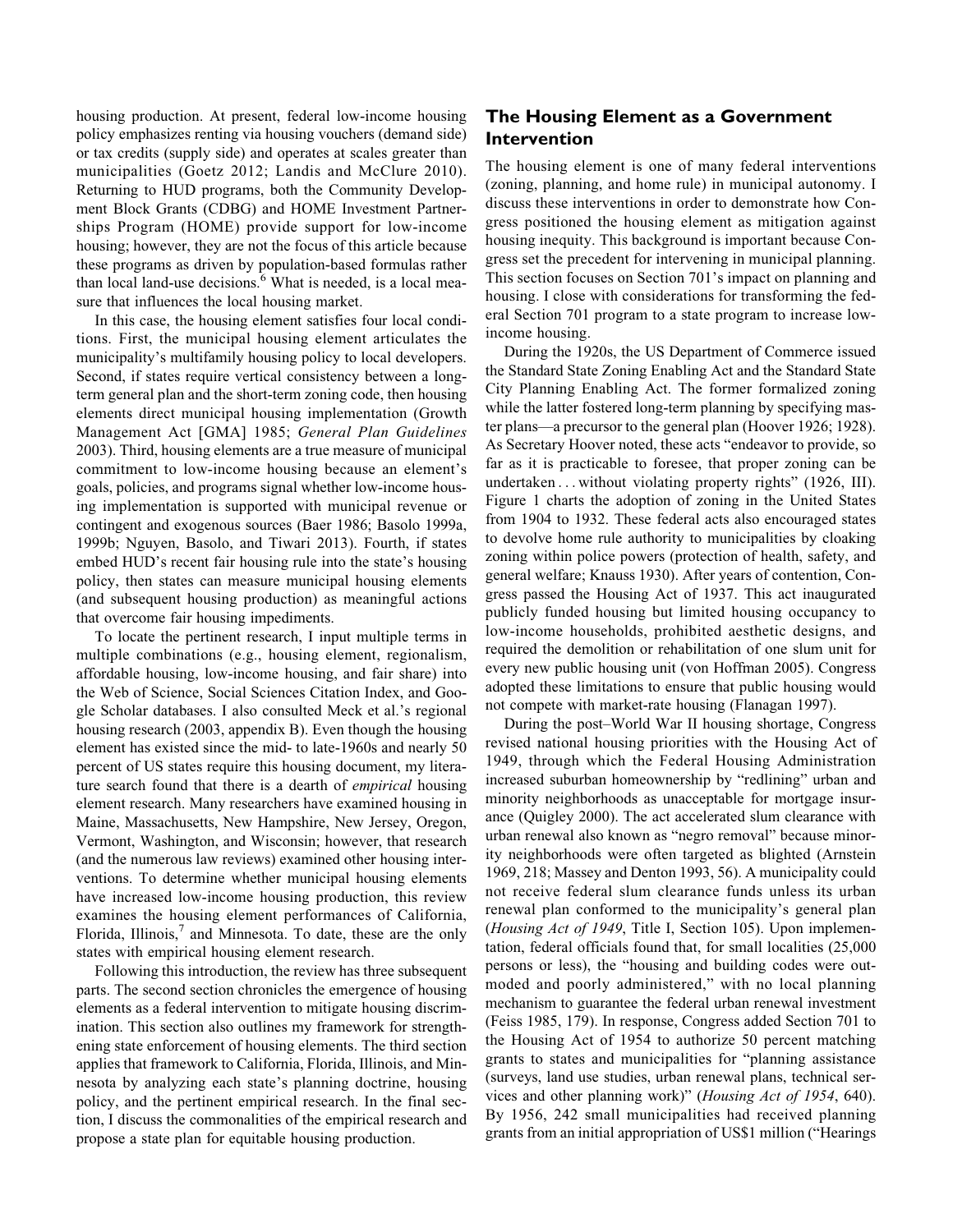housing production. At present, federal low-income housing policy emphasizes renting via housing vouchers (demand side) or tax credits (supply side) and operates at scales greater than municipalities (Goetz 2012; Landis and McClure 2010). Returning to HUD programs, both the Community Development Block Grants (CDBG) and HOME Investment Partnerships Program (HOME) provide support for low-income housing; however, they are not the focus of this article because these programs as driven by population-based formulas rather than local land-use decisions.[6] What is needed, is a local measure that influences the local housing market.

In this case, the housing element satisfies four local conditions. First, the municipal housing element articulates the municipality's multifamily housing policy to local developers. Second, if states require vertical consistency between a long-term general plan and the short-term zoning code, then housing elements direct municipal housing implementation (Growth Management Act [GMA] 1985; *General Plan Guidelines* 2003). Third, housing elements are a true measure of municipal commitment to low-income housing because an element's goals, policies, and programs signal whether low-income housing implementation is supported with municipal revenue or contingent and exogenous sources (Baer 1986; Basolo 1999a, 1999b; Nguyen, Basolo, and Tiwari 2013). Fourth, if states embed HUD's recent fair housing rule into the state's housing policy, then states can measure municipal housing elements (and subsequent housing production) as meaningful actions that overcome fair housing impediments.

To locate the pertinent research, I input multiple terms in multiple combinations (e.g., housing element, regionalism, affordable housing, low-income housing, and fair share) into the Web of Science, Social Sciences Citation Index, and Google Scholar databases. I also consulted Meck et al.'s regional housing research (2003, appendix B). Even though the housing element has existed since the mid- to late-1960s and nearly 50 percent of US states require this housing document, my literature search found that there is a dearth of *empirical* housing element research. Many researchers have examined housing in Maine, Massachusetts, New Hampshire, New Jersey, Oregon, Vermont, Washington, and Wisconsin; however, that research (and the numerous law reviews) examined other housing interventions. To determine whether municipal housing elements have increased low-income housing production, this review examines the housing element performances of California, Florida, Illinois,[7] and Minnesota. To date, these are the only states with empirical housing element research.

Following this introduction, the review has three subsequent parts. The second section chronicles the emergence of housing elements as a federal intervention to mitigate housing discrimination. This section also outlines my framework for strengthening state enforcement of housing elements. The third section applies that framework to California, Florida, Illinois, and Minnesota by analyzing each state's planning doctrine, housing policy, and the pertinent empirical research. In the final section, I discuss the commonalities of the empirical research and propose a state plan for equitable housing production.

## The Housing Element as a Government Intervention

The housing element is one of many federal interventions (zoning, planning, and home rule) in municipal autonomy. I discuss these interventions in order to demonstrate how Congress positioned the housing element as mitigation against housing inequity. This background is important because Congress set the precedent for intervening in municipal planning. This section focuses on Section 701's impact on planning and housing. I close with considerations for transforming the federal Section 701 program to a state program to increase low-income housing.

During the 1920s, the US Department of Commerce issued the Standard State Zoning Enabling Act and the Standard State City Planning Enabling Act. The former formalized zoning while the latter fostered long-term planning by specifying master plans—a precursor to the general plan (Hoover 1926; 1928). As Secretary Hoover noted, these acts "endeavor to provide, so far as it is practicable to foresee, that proper zoning can be undertaken . . . without violating property rights" (1926, III). Figure 1 charts the adoption of zoning in the United States from 1904 to 1932. These federal acts also encouraged states to devolve home rule authority to municipalities by cloaking zoning within police powers (protection of health, safety, and general welfare; Knauss 1930). After years of contention, Congress passed the Housing Act of 1937. This act inaugurated publicly funded housing but limited housing occupancy to low-income households, prohibited aesthetic designs, and required the demolition or rehabilitation of one slum unit for every new public housing unit (von Hoffman 2005). Congress adopted these limitations to ensure that public housing would not compete with market-rate housing (Flanagan 1997).

During the post–World War II housing shortage, Congress revised national housing priorities with the Housing Act of 1949, through which the Federal Housing Administration increased suburban homeownership by "redlining" urban and minority neighborhoods as unacceptable for mortgage insurance (Quigley 2000). The act accelerated slum clearance with urban renewal also known as "negro removal" because minority neighborhoods were often targeted as blighted (Arnstein 1969, 218; Massey and Denton 1993, 56). A municipality could not receive federal slum clearance funds unless its urban renewal plan conformed to the municipality's general plan (*Housing Act of 1949*, Title I, Section 105). Upon implementation, federal officials found that, for small localities (25,000 persons or less), the "housing and building codes were outmoded and poorly administered," with no local planning mechanism to guarantee the federal urban renewal investment (Feiss 1985, 179). In response, Congress added Section 701 to the Housing Act of 1954 to authorize 50 percent matching grants to states and municipalities for "planning assistance (surveys, land use studies, urban renewal plans, technical services and other planning work)" (*Housing Act of 1954*, 640). By 1956, 242 small municipalities had received planning grants from an initial appropriation of US$1 million ("Hearings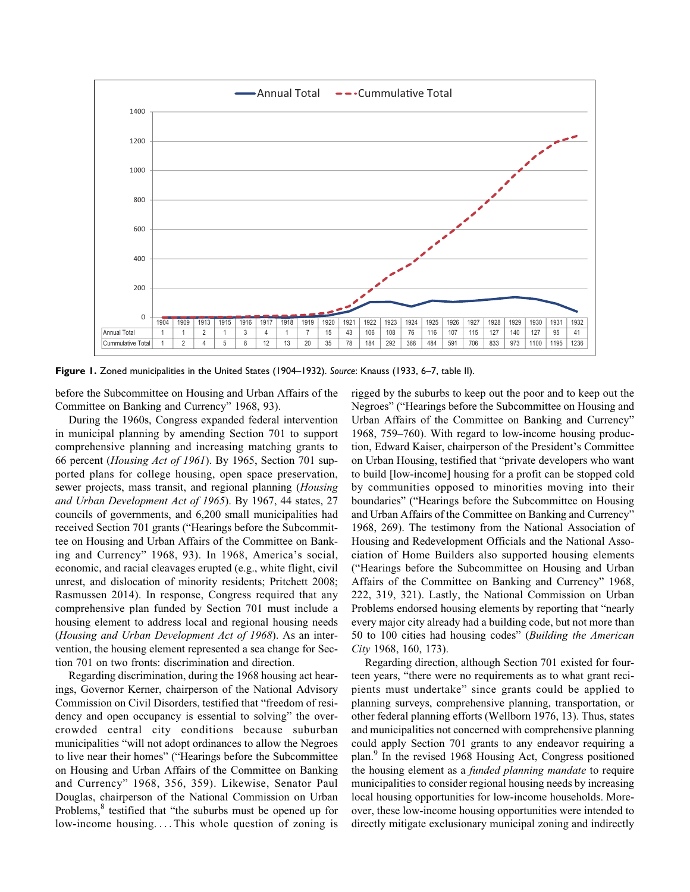| | 1904 | 1909 | 1913 | 1915 | 1916 | 1917 | 1918 | 1919 | 1920 | 1921 | 1922 | 1923 | 1924 | 1925 | 1926 | 1927 | 1928 | 1929 | 1930 | 1931 | 1932 |
|---|---|---|---|---|---|---|---|---|---|---|---|---|---|---|---|---|---|---|---|---|---|
| Annual Total | 1 | 1 | 2 | 1 | 3 | 4 | 1 | 7 | 15 | 43 | 106 | 108 | 76 | 116 | 107 | 115 | 127 | 140 | 127 | 95 | 41 |
| Cummulative Total | 1 | 2 | 4 | 5 | 8 | 12 | 13 | 20 | 35 | 78 | 184 | 292 | 368 | 484 | 591 | 706 | 833 | 973 | 1100 | 1195 | 1236 |

**Figure 1.** Zoned municipalities in the United States (1904–1932). *Source*: Knauss (1933, 6–7, table II).

before the Subcommittee on Housing and Urban Affairs of the Committee on Banking and Currency" 1968, 93).

During the 1960s, Congress expanded federal intervention in municipal planning by amending Section 701 to support comprehensive planning and increasing matching grants to 66 percent (*Housing Act of 1961*). By 1965, Section 701 supported plans for college housing, open space preservation, sewer projects, mass transit, and regional planning (*Housing and Urban Development Act of 1965*). By 1967, 44 states, 27 councils of governments, and 6,200 small municipalities had received Section 701 grants ("Hearings before the Subcommittee on Housing and Urban Affairs of the Committee on Banking and Currency" 1968, 93). In 1968, America's social, economic, and racial cleavages erupted (e.g., white flight, civil unrest, and dislocation of minority residents; Pritchett 2008; Rasmussen 2014). In response, Congress required that any comprehensive plan funded by Section 701 must include a housing element to address local and regional housing needs (*Housing and Urban Development Act of 1968*). As an intervention, the housing element represented a sea change for Section 701 on two fronts: discrimination and direction.

Regarding discrimination, during the 1968 housing act hearings, Governor Kerner, chairperson of the National Advisory Commission on Civil Disorders, testified that "freedom of residency and open occupancy is essential to solving" the overcrowded central city conditions because suburban municipalities "will not adopt ordinances to allow the Negroes to live near their homes" ("Hearings before the Subcommittee on Housing and Urban Affairs of the Committee on Banking and Currency" 1968, 356, 359). Likewise, Senator Paul Douglas, chairperson of the National Commission on Urban Problems,[8] testified that "the suburbs must be opened up for low-income housing. . . . This whole question of zoning is rigged by the suburbs to keep out the poor and to keep out the Negroes" ("Hearings before the Subcommittee on Housing and Urban Affairs of the Committee on Banking and Currency" 1968, 759–760). With regard to low-income housing production, Edward Kaiser, chairperson of the President's Committee on Urban Housing, testified that "private developers who want to build [low-income] housing for a profit can be stopped cold by communities opposed to minorities moving into their boundaries" ("Hearings before the Subcommittee on Housing and Urban Affairs of the Committee on Banking and Currency" 1968, 269). The testimony from the National Association of Housing and Redevelopment Officials and the National Association of Home Builders also supported housing elements ("Hearings before the Subcommittee on Housing and Urban Affairs of the Committee on Banking and Currency" 1968, 222, 319, 321). Lastly, the National Commission on Urban Problems endorsed housing elements by reporting that "nearly every major city already had a building code, but not more than 50 to 100 cities had housing codes" (*Building the American City* 1968, 160, 173).

Regarding direction, although Section 701 existed for fourteen years, "there were no requirements as to what grant recipients must undertake" since grants could be applied to planning surveys, comprehensive planning, transportation, or other federal planning efforts (Wellborn 1976, 13). Thus, states and municipalities not concerned with comprehensive planning could apply Section 701 grants to any endeavor requiring a plan.[9] In the revised 1968 Housing Act, Congress positioned the housing element as a *funded planning mandate* to require municipalities to consider regional housing needs by increasing local housing opportunities for low-income households. Moreover, these low-income housing opportunities were intended to directly mitigate exclusionary municipal zoning and indirectly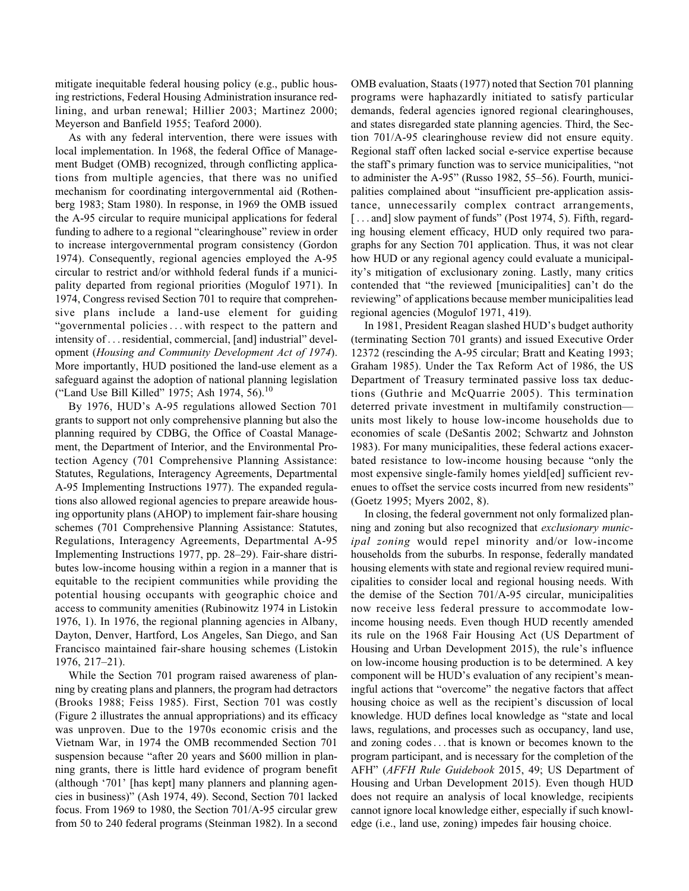mitigate inequitable federal housing policy (e.g., public housing restrictions, Federal Housing Administration insurance redlining, and urban renewal; Hillier 2003; Martinez 2000; Meyerson and Banfield 1955; Teaford 2000).

As with any federal intervention, there were issues with local implementation. In 1968, the federal Office of Management Budget (OMB) recognized, through conflicting applications from multiple agencies, that there was no unified mechanism for coordinating intergovernmental aid (Rothenberg 1983; Stam 1980). In response, in 1969 the OMB issued the A-95 circular to require municipal applications for federal funding to adhere to a regional "clearinghouse" review in order to increase intergovernmental program consistency (Gordon 1974). Consequently, regional agencies employed the A-95 circular to restrict and/or withhold federal funds if a municipality departed from regional priorities (Mogulof 1971). In 1974, Congress revised Section 701 to require that comprehensive plans include a land-use element for guiding "governmental policies . . . with respect to the pattern and intensity of . . . residential, commercial, [and] industrial" development (*Housing and Community Development Act of 1974*). More importantly, HUD positioned the land-use element as a safeguard against the adoption of national planning legislation ("Land Use Bill Killed" 1975; Ash 1974, 56).[10]

By 1976, HUD's A-95 regulations allowed Section 701 grants to support not only comprehensive planning but also the planning required by CDBG, the Office of Coastal Management, the Department of Interior, and the Environmental Protection Agency (701 Comprehensive Planning Assistance: Statutes, Regulations, Interagency Agreements, Departmental A-95 Implementing Instructions 1977). The expanded regulations also allowed regional agencies to prepare areawide housing opportunity plans (AHOP) to implement fair-share housing schemes (701 Comprehensive Planning Assistance: Statutes, Regulations, Interagency Agreements, Departmental A-95 Implementing Instructions 1977, pp. 28–29). Fair-share distributes low-income housing within a region in a manner that is equitable to the recipient communities while providing the potential housing occupants with geographic choice and access to community amenities (Rubinowitz 1974 in Listokin 1976, 1). In 1976, the regional planning agencies in Albany, Dayton, Denver, Hartford, Los Angeles, San Diego, and San Francisco maintained fair-share housing schemes (Listokin 1976, 217–21).

While the Section 701 program raised awareness of planning by creating plans and planners, the program had detractors (Brooks 1988; Feiss 1985). First, Section 701 was costly (Figure 2 illustrates the annual appropriations) and its efficacy was unproven. Due to the 1970s economic crisis and the Vietnam War, in 1974 the OMB recommended Section 701 suspension because "after 20 years and $600 million in planning grants, there is little hard evidence of program benefit (although '701' [has kept] many planners and planning agencies in business)" (Ash 1974, 49). Second, Section 701 lacked focus. From 1969 to 1980, the Section 701/A-95 circular grew from 50 to 240 federal programs (Steinman 1982). In a second OMB evaluation, Staats (1977) noted that Section 701 planning programs were haphazardly initiated to satisfy particular demands, federal agencies ignored regional clearinghouses, and states disregarded state planning agencies. Third, the Section 701/A-95 clearinghouse review did not ensure equity. Regional staff often lacked social e-service expertise because the staff's primary function was to service municipalities, "not to administer the A-95" (Russo 1982, 55–56). Fourth, municipalities complained about "insufficient pre-application assistance, unnecessarily complex contract arrangements, [ . . . and] slow payment of funds" (Post 1974, 5). Fifth, regarding housing element efficacy, HUD only required two paragraphs for any Section 701 application. Thus, it was not clear how HUD or any regional agency could evaluate a municipality's mitigation of exclusionary zoning. Lastly, many critics contended that "the reviewed [municipalities] can't do the reviewing" of applications because member municipalities lead regional agencies (Mogulof 1971, 419).

In 1981, President Reagan slashed HUD's budget authority (terminating Section 701 grants) and issued Executive Order 12372 (rescinding the A-95 circular; Bratt and Keating 1993; Graham 1985). Under the Tax Reform Act of 1986, the US Department of Treasury terminated passive loss tax deductions (Guthrie and McQuarrie 2005). This termination deterred private investment in multifamily construction—units most likely to house low-income households due to economies of scale (DeSantis 2002; Schwartz and Johnston 1983). For many municipalities, these federal actions exacerbated resistance to low-income housing because "only the most expensive single-family homes yield[ed] sufficient revenues to offset the service costs incurred from new residents" (Goetz 1995; Myers 2002, 8).

In closing, the federal government not only formalized planning and zoning but also recognized that *exclusionary municipal zoning* would repel minority and/or low-income households from the suburbs. In response, federally mandated housing elements with state and regional review required municipalities to consider local and regional housing needs. With the demise of the Section 701/A-95 circular, municipalities now receive less federal pressure to accommodate low-income housing needs. Even though HUD recently amended its rule on the 1968 Fair Housing Act (US Department of Housing and Urban Development 2015), the rule's influence on low-income housing production is to be determined. A key component will be HUD's evaluation of any recipient's meaningful actions that "overcome" the negative factors that affect housing choice as well as the recipient's discussion of local knowledge. HUD defines local knowledge as "state and local laws, regulations, and processes such as occupancy, land use, and zoning codes . . . that is known or becomes known to the program participant, and is necessary for the completion of the AFH" (*AFFH Rule Guidebook* 2015, 49; US Department of Housing and Urban Development 2015). Even though HUD does not require an analysis of local knowledge, recipients cannot ignore local knowledge either, especially if such knowledge (i.e., land use, zoning) impedes fair housing choice.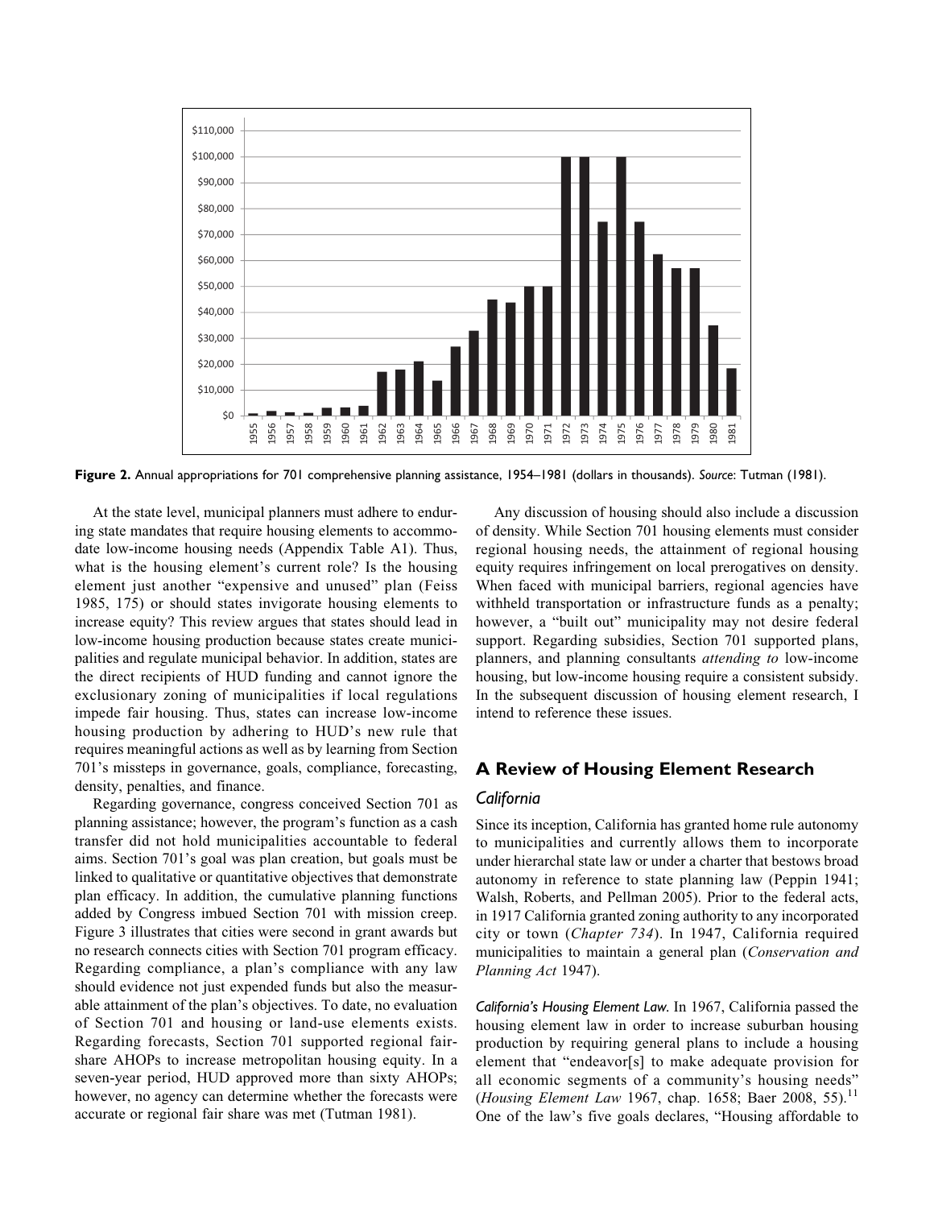**Figure 2.** Annual appropriations for 701 comprehensive planning assistance, 1954–1981 (dollars in thousands). *Source*: Tutman (1981).

At the state level, municipal planners must adhere to enduring state mandates that require housing elements to accommodate low-income housing needs (Appendix Table A1). Thus, what is the housing element's current role? Is the housing element just another "expensive and unused" plan (Feiss 1985, 175) or should states invigorate housing elements to increase equity? This review argues that states should lead in low-income housing production because states create municipalities and regulate municipal behavior. In addition, states are the direct recipients of HUD funding and cannot ignore the exclusionary zoning of municipalities if local regulations impede fair housing. Thus, states can increase low-income housing production by adhering to HUD's new rule that requires meaningful actions as well as by learning from Section 701's missteps in governance, goals, compliance, forecasting, density, penalties, and finance.

Regarding governance, congress conceived Section 701 as planning assistance; however, the program's function as a cash transfer did not hold municipalities accountable to federal aims. Section 701's goal was plan creation, but goals must be linked to qualitative or quantitative objectives that demonstrate plan efficacy. In addition, the cumulative planning functions added by Congress imbued Section 701 with mission creep. Figure 3 illustrates that cities were second in grant awards but no research connects cities with Section 701 program efficacy. Regarding compliance, a plan's compliance with any law should evidence not just expended funds but also the measurable attainment of the plan's objectives. To date, no evaluation of Section 701 and housing or land-use elements exists. Regarding forecasts, Section 701 supported regional fair-share AHOPs to increase metropolitan housing equity. In a seven-year period, HUD approved more than sixty AHOPs; however, no agency can determine whether the forecasts were accurate or regional fair share was met (Tutman 1981).

Any discussion of housing should also include a discussion of density. While Section 701 housing elements must consider regional housing needs, the attainment of regional housing equity requires infringement on local prerogatives on density. When faced with municipal barriers, regional agencies have withheld transportation or infrastructure funds as a penalty; however, a "built out" municipality may not desire federal support. Regarding subsidies, Section 701 supported plans, planners, and planning consultants *attending to* low-income housing, but low-income housing require a consistent subsidy. In the subsequent discussion of housing element research, I intend to reference these issues.

## A Review of Housing Element Research

### California

Since its inception, California has granted home rule autonomy to municipalities and currently allows them to incorporate under hierarchal state law or under a charter that bestows broad autonomy in reference to state planning law (Peppin 1941; Walsh, Roberts, and Pellman 2005). Prior to the federal acts, in 1917 California granted zoning authority to any incorporated city or town (*Chapter 734*). In 1947, California required municipalities to maintain a general plan (*Conservation and Planning Act* 1947).

*California's Housing Element Law.* In 1967, California passed the housing element law in order to increase suburban housing production by requiring general plans to include a housing element that "endeavor[s] to make adequate provision for all economic segments of a community's housing needs" (*Housing Element Law* 1967, chap. 1658; Baer 2008, 55).[11] One of the law's five goals declares, "Housing affordable to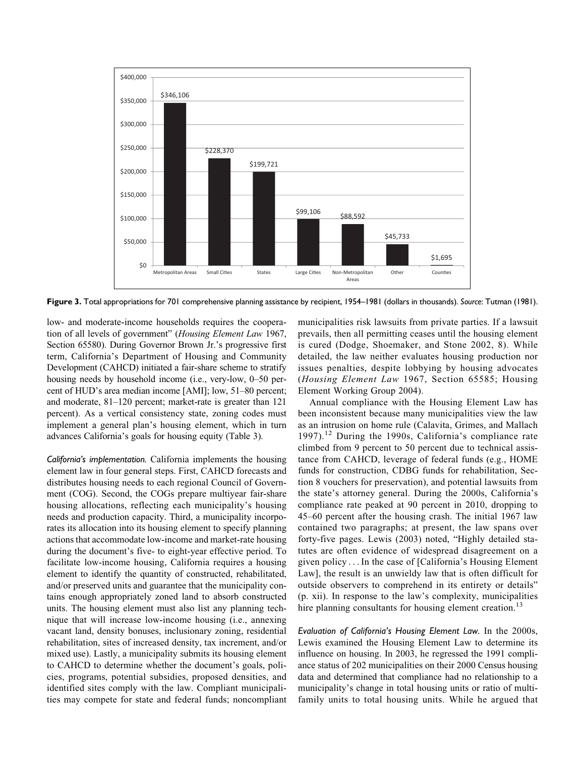| Recipient | Total appropriations |
|---|---|
| Metropolitan Areas | $346,106 |
| Small Cities | $228,370 |
| States | $199,721 |
| Large Cities | $99,106 |
| Non-Metropolitan Areas | $88,592 |
| Other | $45,733 |
| Counties | $1,695 |

**Figure 3.** Total appropriations for 701 comprehensive planning assistance by recipient, 1954–1981 (dollars in thousands). *Source*: Tutman (1981).

low- and moderate-income households requires the cooperation of all levels of government" (*Housing Element Law* 1967, Section 65580). During Governor Brown Jr.'s progressive first term, California's Department of Housing and Community Development (CAHCD) initiated a fair-share scheme to stratify housing needs by household income (i.e., very-low, 0–50 percent of HUD's area median income [AMI]; low, 51–80 percent; and moderate, 81–120 percent; market-rate is greater than 121 percent). As a vertical consistency state, zoning codes must implement a general plan's housing element, which in turn advances California's goals for housing equity (Table 3).

*California's implementation.* California implements the housing element law in four general steps. First, CAHCD forecasts and distributes housing needs to each regional Council of Government (COG). Second, the COGs prepare multiyear fair-share housing allocations, reflecting each municipality's housing needs and production capacity. Third, a municipality incorporates its allocation into its housing element to specify planning actions that accommodate low-income and market-rate housing during the document's five- to eight-year effective period. To facilitate low-income housing, California requires a housing element to identify the quantity of constructed, rehabilitated, and/or preserved units and guarantee that the municipality contains enough appropriately zoned land to absorb constructed units. The housing element must also list any planning technique that will increase low-income housing (i.e., annexing vacant land, density bonuses, inclusionary zoning, residential rehabilitation, sites of increased density, tax increment, and/or mixed use). Lastly, a municipality submits its housing element to CAHCD to determine whether the document's goals, policies, programs, potential subsidies, proposed densities, and identified sites comply with the law. Compliant municipalities may compete for state and federal funds; noncompliant municipalities risk lawsuits from private parties. If a lawsuit prevails, then all permitting ceases until the housing element is cured (Dodge, Shoemaker, and Stone 2002, 8). While detailed, the law neither evaluates housing production nor issues penalties, despite lobbying by housing advocates (*Housing Element Law* 1967, Section 65585; Housing Element Working Group 2004).

Annual compliance with the Housing Element Law has been inconsistent because many municipalities view the law as an intrusion on home rule (Calavita, Grimes, and Mallach 1997).[12] During the 1990s, California's compliance rate climbed from 9 percent to 50 percent due to technical assistance from CAHCD, leverage of federal funds (e.g., HOME funds for construction, CDBG funds for rehabilitation, Section 8 vouchers for preservation), and potential lawsuits from the state's attorney general. During the 2000s, California's compliance rate peaked at 90 percent in 2010, dropping to 45–60 percent after the housing crash. The initial 1967 law contained two paragraphs; at present, the law spans over forty-five pages. Lewis (2003) noted, "Highly detailed statutes are often evidence of widespread disagreement on a given policy . . . In the case of [California's Housing Element Law], the result is an unwieldy law that is often difficult for outside observers to comprehend in its entirety or details" (p. xii). In response to the law's complexity, municipalities hire planning consultants for housing element creation.[13]

*Evaluation of California's Housing Element Law.* In the 2000s, Lewis examined the Housing Element Law to determine its influence on housing. In 2003, he regressed the 1991 compliance status of 202 municipalities on their 2000 Census housing data and determined that compliance had no relationship to a municipality's change in total housing units or ratio of multifamily units to total housing units. While he argued that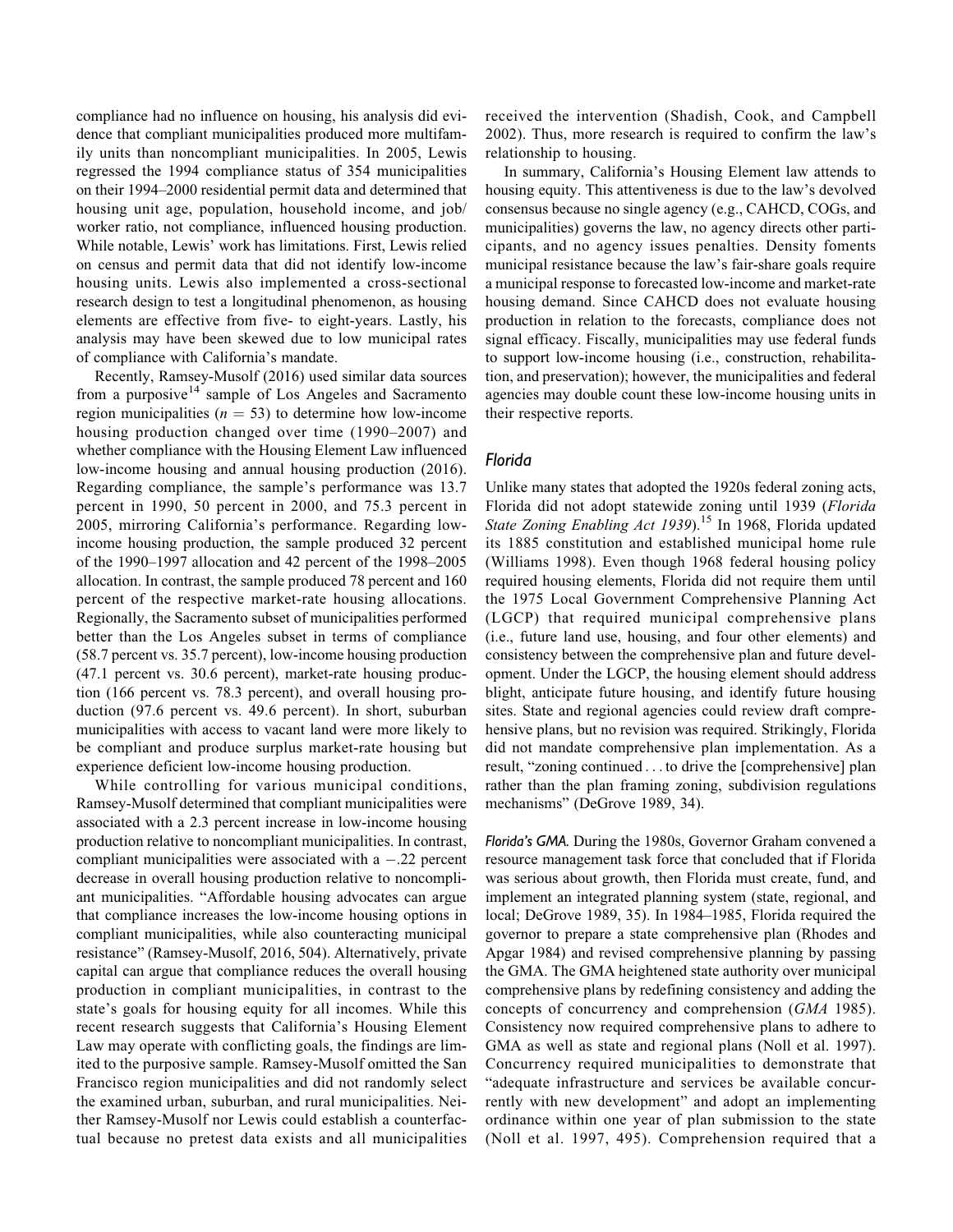compliance had no influence on housing, his analysis did evidence that compliant municipalities produced more multifamily units than noncompliant municipalities. In 2005, Lewis regressed the 1994 compliance status of 354 municipalities on their 1994–2000 residential permit data and determined that housing unit age, population, household income, and job/worker ratio, not compliance, influenced housing production. While notable, Lewis' work has limitations. First, Lewis relied on census and permit data that did not identify low-income housing units. Lewis also implemented a cross-sectional research design to test a longitudinal phenomenon, as housing elements are effective from five- to eight-years. Lastly, his analysis may have been skewed due to low municipal rates of compliance with California's mandate.

Recently, Ramsey-Musolf (2016) used similar data sources from a purposive[14] sample of Los Angeles and Sacramento region municipalities ($n = 53$) to determine how low-income housing production changed over time (1990–2007) and whether compliance with the Housing Element Law influenced low-income housing and annual housing production (2016). Regarding compliance, the sample's performance was 13.7 percent in 1990, 50 percent in 2000, and 75.3 percent in 2005, mirroring California's performance. Regarding low-income housing production, the sample produced 32 percent of the 1990–1997 allocation and 42 percent of the 1998–2005 allocation. In contrast, the sample produced 78 percent and 160 percent of the respective market-rate housing allocations. Regionally, the Sacramento subset of municipalities performed better than the Los Angeles subset in terms of compliance (58.7 percent vs. 35.7 percent), low-income housing production (47.1 percent vs. 30.6 percent), market-rate housing production (166 percent vs. 78.3 percent), and overall housing production (97.6 percent vs. 49.6 percent). In short, suburban municipalities with access to vacant land were more likely to be compliant and produce surplus market-rate housing but experience deficient low-income housing production.

While controlling for various municipal conditions, Ramsey-Musolf determined that compliant municipalities were associated with a 2.3 percent increase in low-income housing production relative to noncompliant municipalities. In contrast, compliant municipalities were associated with a −.22 percent decrease in overall housing production relative to noncompliant municipalities. "Affordable housing advocates can argue that compliance increases the low-income housing options in compliant municipalities, while also counteracting municipal resistance" (Ramsey-Musolf, 2016, 504). Alternatively, private capital can argue that compliance reduces the overall housing production in compliant municipalities, in contrast to the state's goals for housing equity for all incomes. While this recent research suggests that California's Housing Element Law may operate with conflicting goals, the findings are limited to the purposive sample. Ramsey-Musolf omitted the San Francisco region municipalities and did not randomly select the examined urban, suburban, and rural municipalities. Neither Ramsey-Musolf nor Lewis could establish a counterfactual because no pretest data exists and all municipalities received the intervention (Shadish, Cook, and Campbell 2002). Thus, more research is required to confirm the law's relationship to housing.

In summary, California's Housing Element law attends to housing equity. This attentiveness is due to the law's devolved consensus because no single agency (e.g., CAHCD, COGs, and municipalities) governs the law, no agency directs other participants, and no agency issues penalties. Density foments municipal resistance because the law's fair-share goals require a municipal response to forecasted low-income and market-rate housing demand. Since CAHCD does not evaluate housing production in relation to the forecasts, compliance does not signal efficacy. Fiscally, municipalities may use federal funds to support low-income housing (i.e., construction, rehabilitation, and preservation); however, the municipalities and federal agencies may double count these low-income housing units in their respective reports.

## *Florida*

Unlike many states that adopted the 1920s federal zoning acts, Florida did not adopt statewide zoning until 1939 (*Florida State Zoning Enabling Act 1939*).[15] In 1968, Florida updated its 1885 constitution and established municipal home rule (Williams 1998). Even though 1968 federal housing policy required housing elements, Florida did not require them until the 1975 Local Government Comprehensive Planning Act (LGCP) that required municipal comprehensive plans (i.e., future land use, housing, and four other elements) and consistency between the comprehensive plan and future development. Under the LGCP, the housing element should address blight, anticipate future housing, and identify future housing sites. State and regional agencies could review draft comprehensive plans, but no revision was required. Strikingly, Florida did not mandate comprehensive plan implementation. As a result, "zoning continued . . . to drive the [comprehensive] plan rather than the plan framing zoning, subdivision regulations mechanisms" (DeGrove 1989, 34).

*Florida's GMA.* During the 1980s, Governor Graham convened a resource management task force that concluded that if Florida was serious about growth, then Florida must create, fund, and implement an integrated planning system (state, regional, and local; DeGrove 1989, 35). In 1984–1985, Florida required the governor to prepare a state comprehensive plan (Rhodes and Apgar 1984) and revised comprehensive planning by passing the GMA. The GMA heightened state authority over municipal comprehensive plans by redefining consistency and adding the concepts of concurrency and comprehension (*GMA* 1985). Consistency now required comprehensive plans to adhere to GMA as well as state and regional plans (Noll et al. 1997). Concurrency required municipalities to demonstrate that "adequate infrastructure and services be available concurrently with new development" and adopt an implementing ordinance within one year of plan submission to the state (Noll et al. 1997, 495). Comprehension required that a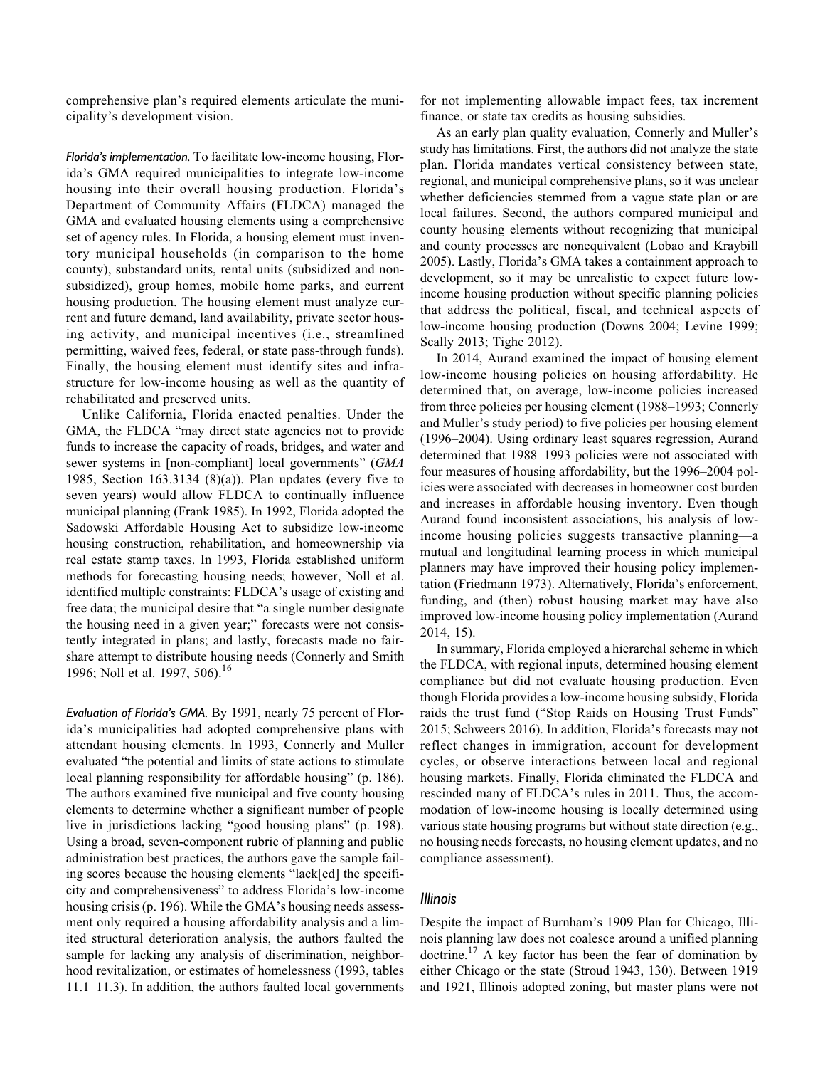comprehensive plan's required elements articulate the municipality's development vision.

*Florida's implementation.* To facilitate low-income housing, Florida's GMA required municipalities to integrate low-income housing into their overall housing production. Florida's Department of Community Affairs (FLDCA) managed the GMA and evaluated housing elements using a comprehensive set of agency rules. In Florida, a housing element must inventory municipal households (in comparison to the home county), substandard units, rental units (subsidized and nonsubsidized), group homes, mobile home parks, and current housing production. The housing element must analyze current and future demand, land availability, private sector housing activity, and municipal incentives (i.e., streamlined permitting, waived fees, federal, or state pass-through funds). Finally, the housing element must identify sites and infrastructure for low-income housing as well as the quantity of rehabilitated and preserved units.

Unlike California, Florida enacted penalties. Under the GMA, the FLDCA "may direct state agencies not to provide funds to increase the capacity of roads, bridges, and water and sewer systems in [non-compliant] local governments" (*GMA* 1985, Section 163.3134 (8)(a)). Plan updates (every five to seven years) would allow FLDCA to continually influence municipal planning (Frank 1985). In 1992, Florida adopted the Sadowski Affordable Housing Act to subsidize low-income housing construction, rehabilitation, and homeownership via real estate stamp taxes. In 1993, Florida established uniform methods for forecasting housing needs; however, Noll et al. identified multiple constraints: FLDCA's usage of existing and free data; the municipal desire that "a single number designate the housing need in a given year;" forecasts were not consistently integrated in plans; and lastly, forecasts made no fair-share attempt to distribute housing needs (Connerly and Smith 1996; Noll et al. 1997, 506).[16]

*Evaluation of Florida's GMA.* By 1991, nearly 75 percent of Florida's municipalities had adopted comprehensive plans with attendant housing elements. In 1993, Connerly and Muller evaluated "the potential and limits of state actions to stimulate local planning responsibility for affordable housing" (p. 186). The authors examined five municipal and five county housing elements to determine whether a significant number of people live in jurisdictions lacking "good housing plans" (p. 198). Using a broad, seven-component rubric of planning and public administration best practices, the authors gave the sample failing scores because the housing elements "lack[ed] the specificity and comprehensiveness" to address Florida's low-income housing crisis (p. 196). While the GMA's housing needs assessment only required a housing affordability analysis and a limited structural deterioration analysis, the authors faulted the sample for lacking any analysis of discrimination, neighborhood revitalization, or estimates of homelessness (1993, tables 11.1–11.3). In addition, the authors faulted local governments for not implementing allowable impact fees, tax increment finance, or state tax credits as housing subsidies.

As an early plan quality evaluation, Connerly and Muller's study has limitations. First, the authors did not analyze the state plan. Florida mandates vertical consistency between state, regional, and municipal comprehensive plans, so it was unclear whether deficiencies stemmed from a vague state plan or are local failures. Second, the authors compared municipal and county housing elements without recognizing that municipal and county processes are nonequivalent (Lobao and Kraybill 2005). Lastly, Florida's GMA takes a containment approach to development, so it may be unrealistic to expect future low-income housing production without specific planning policies that address the political, fiscal, and technical aspects of low-income housing production (Downs 2004; Levine 1999; Scally 2013; Tighe 2012).

In 2014, Aurand examined the impact of housing element low-income housing policies on housing affordability. He determined that, on average, low-income policies increased from three policies per housing element (1988–1993; Connerly and Muller's study period) to five policies per housing element (1996–2004). Using ordinary least squares regression, Aurand determined that 1988–1993 policies were not associated with four measures of housing affordability, but the 1996–2004 policies were associated with decreases in homeowner cost burden and increases in affordable housing inventory. Even though Aurand found inconsistent associations, his analysis of low-income housing policies suggests transactive planning—a mutual and longitudinal learning process in which municipal planners may have improved their housing policy implementation (Friedmann 1973). Alternatively, Florida's enforcement, funding, and (then) robust housing market may have also improved low-income housing policy implementation (Aurand 2014, 15).

In summary, Florida employed a hierarchal scheme in which the FLDCA, with regional inputs, determined housing element compliance but did not evaluate housing production. Even though Florida provides a low-income housing subsidy, Florida raids the trust fund ("Stop Raids on Housing Trust Funds" 2015; Schweers 2016). In addition, Florida's forecasts may not reflect changes in immigration, account for development cycles, or observe interactions between local and regional housing markets. Finally, Florida eliminated the FLDCA and rescinded many of FLDCA's rules in 2011. Thus, the accommodation of low-income housing is locally determined using various state housing programs but without state direction (e.g., no housing needs forecasts, no housing element updates, and no compliance assessment).

### Illinois

Despite the impact of Burnham's 1909 Plan for Chicago, Illinois planning law does not coalesce around a unified planning doctrine.[17] A key factor has been the fear of domination by either Chicago or the state (Stroud 1943, 130). Between 1919 and 1921, Illinois adopted zoning, but master plans were not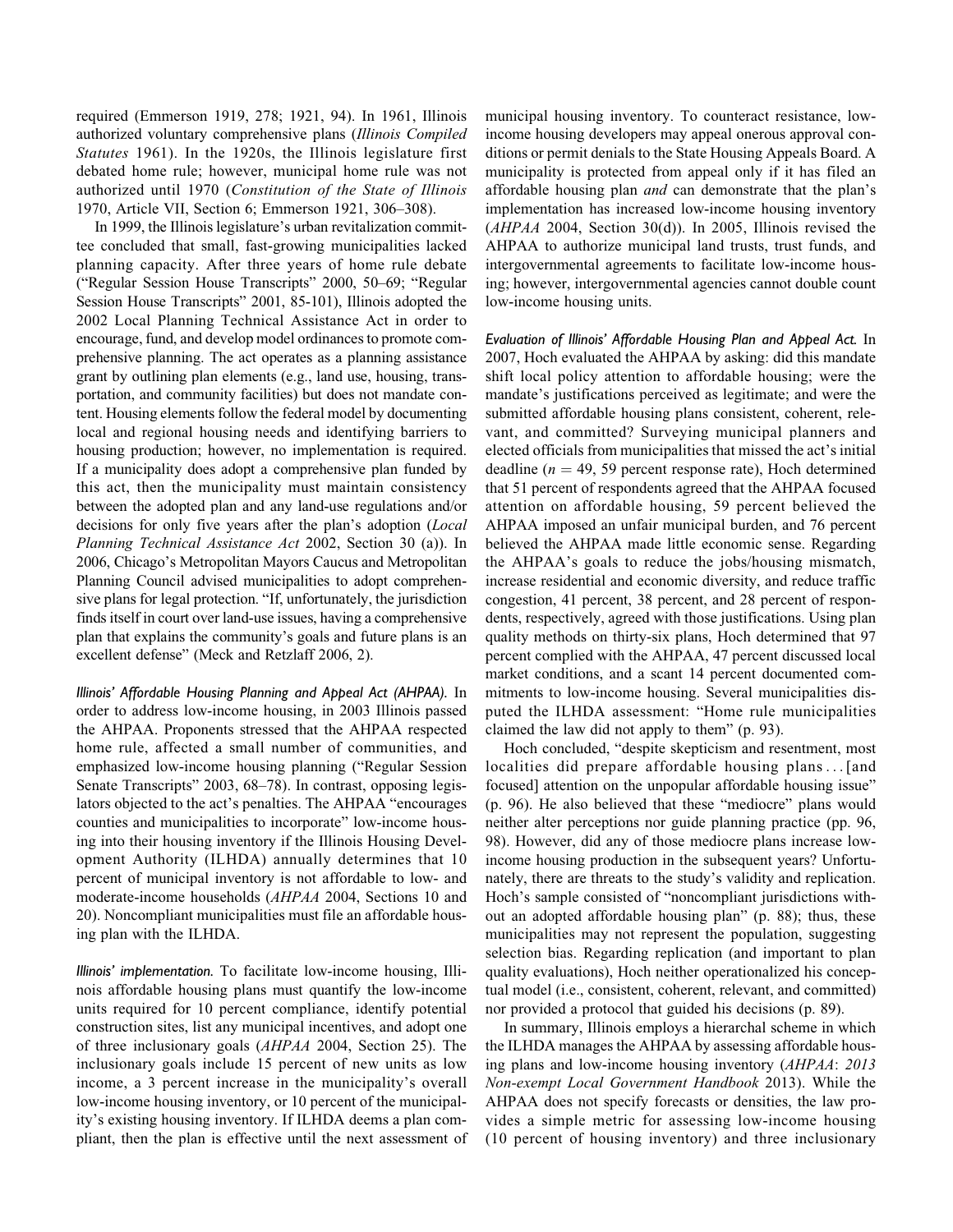required (Emmerson 1919, 278; 1921, 94). In 1961, Illinois authorized voluntary comprehensive plans (*Illinois Compiled Statutes* 1961). In the 1920s, the Illinois legislature first debated home rule; however, municipal home rule was not authorized until 1970 (*Constitution of the State of Illinois* 1970, Article VII, Section 6; Emmerson 1921, 306–308).

In 1999, the Illinois legislature's urban revitalization committee concluded that small, fast-growing municipalities lacked planning capacity. After three years of home rule debate ("Regular Session House Transcripts" 2000, 50–69; "Regular Session House Transcripts" 2001, 85-101), Illinois adopted the 2002 Local Planning Technical Assistance Act in order to encourage, fund, and develop model ordinances to promote comprehensive planning. The act operates as a planning assistance grant by outlining plan elements (e.g., land use, housing, transportation, and community facilities) but does not mandate content. Housing elements follow the federal model by documenting local and regional housing needs and identifying barriers to housing production; however, no implementation is required. If a municipality does adopt a comprehensive plan funded by this act, then the municipality must maintain consistency between the adopted plan and any land-use regulations and/or decisions for only five years after the plan's adoption (*Local Planning Technical Assistance Act* 2002, Section 30 (a)). In 2006, Chicago's Metropolitan Mayors Caucus and Metropolitan Planning Council advised municipalities to adopt comprehensive plans for legal protection. "If, unfortunately, the jurisdiction finds itself in court over land-use issues, having a comprehensive plan that explains the community's goals and future plans is an excellent defense" (Meck and Retzlaff 2006, 2).

*Illinois' Affordable Housing Planning and Appeal Act (AHPAA).* In order to address low-income housing, in 2003 Illinois passed the AHPAA. Proponents stressed that the AHPAA respected home rule, affected a small number of communities, and emphasized low-income housing planning ("Regular Session Senate Transcripts" 2003, 68–78). In contrast, opposing legislators objected to the act's penalties. The AHPAA "encourages counties and municipalities to incorporate" low-income housing into their housing inventory if the Illinois Housing Development Authority (ILHDA) annually determines that 10 percent of municipal inventory is not affordable to low- and moderate-income households (*AHPAA* 2004, Sections 10 and 20). Noncompliant municipalities must file an affordable housing plan with the ILHDA.

*Illinois' implementation.* To facilitate low-income housing, Illinois affordable housing plans must quantify the low-income units required for 10 percent compliance, identify potential construction sites, list any municipal incentives, and adopt one of three inclusionary goals (*AHPAA* 2004, Section 25). The inclusionary goals include 15 percent of new units as low income, a 3 percent increase in the municipality's overall low-income housing inventory, or 10 percent of the municipality's existing housing inventory. If ILHDA deems a plan compliant, then the plan is effective until the next assessment of municipal housing inventory. To counteract resistance, low-income housing developers may appeal onerous approval conditions or permit denials to the State Housing Appeals Board. A municipality is protected from appeal only if it has filed an affordable housing plan *and* can demonstrate that the plan's implementation has increased low-income housing inventory (*AHPAA* 2004, Section 30(d)). In 2005, Illinois revised the AHPAA to authorize municipal land trusts, trust funds, and intergovernmental agreements to facilitate low-income housing; however, intergovernmental agencies cannot double count low-income housing units.

*Evaluation of Illinois' Affordable Housing Plan and Appeal Act.* In 2007, Hoch evaluated the AHPAA by asking: did this mandate shift local policy attention to affordable housing; were the mandate's justifications perceived as legitimate; and were the submitted affordable housing plans consistent, coherent, relevant, and committed? Surveying municipal planners and elected officials from municipalities that missed the act's initial deadline ($n = 49$, 59 percent response rate), Hoch determined that 51 percent of respondents agreed that the AHPAA focused attention on affordable housing, 59 percent believed the AHPAA imposed an unfair municipal burden, and 76 percent believed the AHPAA made little economic sense. Regarding the AHPAA's goals to reduce the jobs/housing mismatch, increase residential and economic diversity, and reduce traffic congestion, 41 percent, 38 percent, and 28 percent of respondents, respectively, agreed with those justifications. Using plan quality methods on thirty-six plans, Hoch determined that 97 percent complied with the AHPAA, 47 percent discussed local market conditions, and a scant 14 percent documented commitments to low-income housing. Several municipalities disputed the ILHDA assessment: "Home rule municipalities claimed the law did not apply to them" (p. 93).

Hoch concluded, "despite skepticism and resentment, most localities did prepare affordable housing plans . . . [and focused] attention on the unpopular affordable housing issue" (p. 96). He also believed that these "mediocre" plans would neither alter perceptions nor guide planning practice (pp. 96, 98). However, did any of those mediocre plans increase low-income housing production in the subsequent years? Unfortunately, there are threats to the study's validity and replication. Hoch's sample consisted of "noncompliant jurisdictions without an adopted affordable housing plan" (p. 88); thus, these municipalities may not represent the population, suggesting selection bias. Regarding replication (and important to plan quality evaluations), Hoch neither operationalized his conceptual model (i.e., consistent, coherent, relevant, and committed) nor provided a protocol that guided his decisions (p. 89).

In summary, Illinois employs a hierarchal scheme in which the ILHDA manages the AHPAA by assessing affordable housing plans and low-income housing inventory (*AHPAA*: *2013 Non-exempt Local Government Handbook* 2013). While the AHPAA does not specify forecasts or densities, the law provides a simple metric for assessing low-income housing (10 percent of housing inventory) and three inclusionary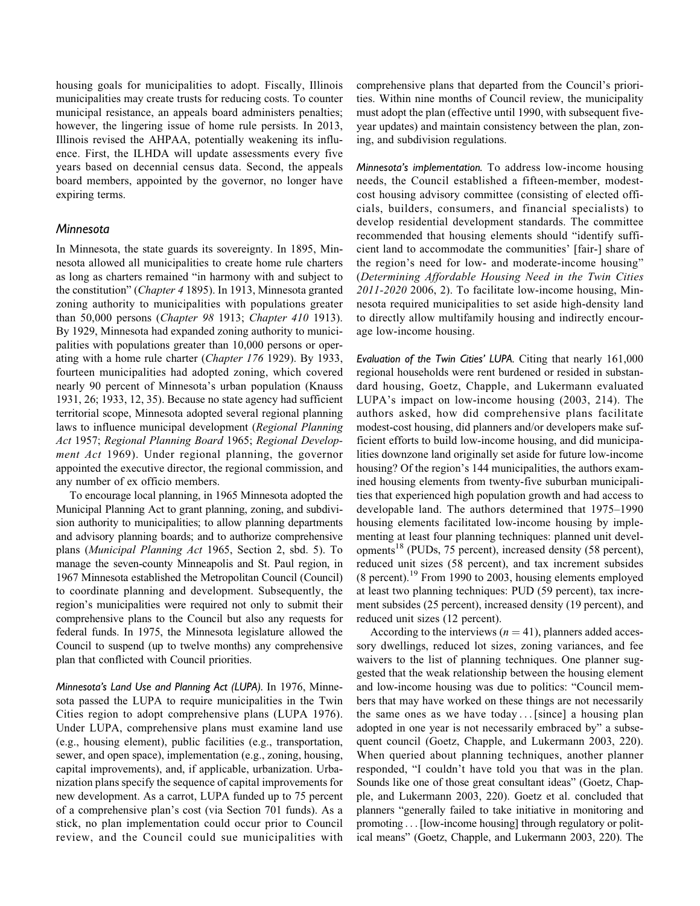housing goals for municipalities to adopt. Fiscally, Illinois municipalities may create trusts for reducing costs. To counter municipal resistance, an appeals board administers penalties; however, the lingering issue of home rule persists. In 2013, Illinois revised the AHPAA, potentially weakening its influence. First, the ILHDA will update assessments every five years based on decennial census data. Second, the appeals board members, appointed by the governor, no longer have expiring terms.

### Minnesota

In Minnesota, the state guards its sovereignty. In 1895, Minnesota allowed all municipalities to create home rule charters as long as charters remained "in harmony with and subject to the constitution" (*Chapter 4* 1895). In 1913, Minnesota granted zoning authority to municipalities with populations greater than 50,000 persons (*Chapter 98* 1913; *Chapter 410* 1913). By 1929, Minnesota had expanded zoning authority to municipalities with populations greater than 10,000 persons or operating with a home rule charter (*Chapter 176* 1929). By 1933, fourteen municipalities had adopted zoning, which covered nearly 90 percent of Minnesota's urban population (Knauss 1931, 26; 1933, 12, 35). Because no state agency had sufficient territorial scope, Minnesota adopted several regional planning laws to influence municipal development (*Regional Planning Act* 1957; *Regional Planning Board* 1965; *Regional Development Act* 1969). Under regional planning, the governor appointed the executive director, the regional commission, and any number of ex officio members.

To encourage local planning, in 1965 Minnesota adopted the Municipal Planning Act to grant planning, zoning, and subdivision authority to municipalities; to allow planning departments and advisory planning boards; and to authorize comprehensive plans (*Municipal Planning Act* 1965, Section 2, sbd. 5). To manage the seven-county Minneapolis and St. Paul region, in 1967 Minnesota established the Metropolitan Council (Council) to coordinate planning and development. Subsequently, the region's municipalities were required not only to submit their comprehensive plans to the Council but also any requests for federal funds. In 1975, the Minnesota legislature allowed the Council to suspend (up to twelve months) any comprehensive plan that conflicted with Council priorities.

*Minnesota's Land Use and Planning Act (LUPA).* In 1976, Minnesota passed the LUPA to require municipalities in the Twin Cities region to adopt comprehensive plans (LUPA 1976). Under LUPA, comprehensive plans must examine land use (e.g., housing element), public facilities (e.g., transportation, sewer, and open space), implementation (e.g., zoning, housing, capital improvements), and, if applicable, urbanization. Urbanization plans specify the sequence of capital improvements for new development. As a carrot, LUPA funded up to 75 percent of a comprehensive plan's cost (via Section 701 funds). As a stick, no plan implementation could occur prior to Council review, and the Council could sue municipalities with comprehensive plans that departed from the Council's priorities. Within nine months of Council review, the municipality must adopt the plan (effective until 1990, with subsequent five-year updates) and maintain consistency between the plan, zoning, and subdivision regulations.

*Minnesota's implementation.* To address low-income housing needs, the Council established a fifteen-member, modest-cost housing advisory committee (consisting of elected officials, builders, consumers, and financial specialists) to develop residential development standards. The committee recommended that housing elements should "identify sufficient land to accommodate the communities' [fair-] share of the region's need for low- and moderate-income housing" (*Determining Affordable Housing Need in the Twin Cities 2011-2020* 2006, 2). To facilitate low-income housing, Minnesota required municipalities to set aside high-density land to directly allow multifamily housing and indirectly encourage low-income housing.

*Evaluation of the Twin Cities' LUPA.* Citing that nearly 161,000 regional households were rent burdened or resided in substandard housing, Goetz, Chapple, and Lukermann evaluated LUPA's impact on low-income housing (2003, 214). The authors asked, how did comprehensive plans facilitate modest-cost housing, did planners and/or developers make sufficient efforts to build low-income housing, and did municipalities downzone land originally set aside for future low-income housing? Of the region's 144 municipalities, the authors examined housing elements from twenty-five suburban municipalities that experienced high population growth and had access to developable land. The authors determined that 1975–1990 housing elements facilitated low-income housing by implementing at least four planning techniques: planned unit developments[18] (PUDs, 75 percent), increased density (58 percent), reduced unit sizes (58 percent), and tax increment subsides (8 percent).[19] From 1990 to 2003, housing elements employed at least two planning techniques: PUD (59 percent), tax increment subsides (25 percent), increased density (19 percent), and reduced unit sizes (12 percent).

According to the interviews ($n = 41$), planners added accessory dwellings, reduced lot sizes, zoning variances, and fee waivers to the list of planning techniques. One planner suggested that the weak relationship between the housing element and low-income housing was due to politics: "Council members that may have worked on these things are not necessarily the same ones as we have today . . . [since] a housing plan adopted in one year is not necessarily embraced by" a subsequent council (Goetz, Chapple, and Lukermann 2003, 220). When queried about planning techniques, another planner responded, "I couldn't have told you that was in the plan. Sounds like one of those great consultant ideas" (Goetz, Chapple, and Lukermann 2003, 220). Goetz et al. concluded that planners "generally failed to take initiative in monitoring and promoting . . . [low-income housing] through regulatory or political means" (Goetz, Chapple, and Lukermann 2003, 220). The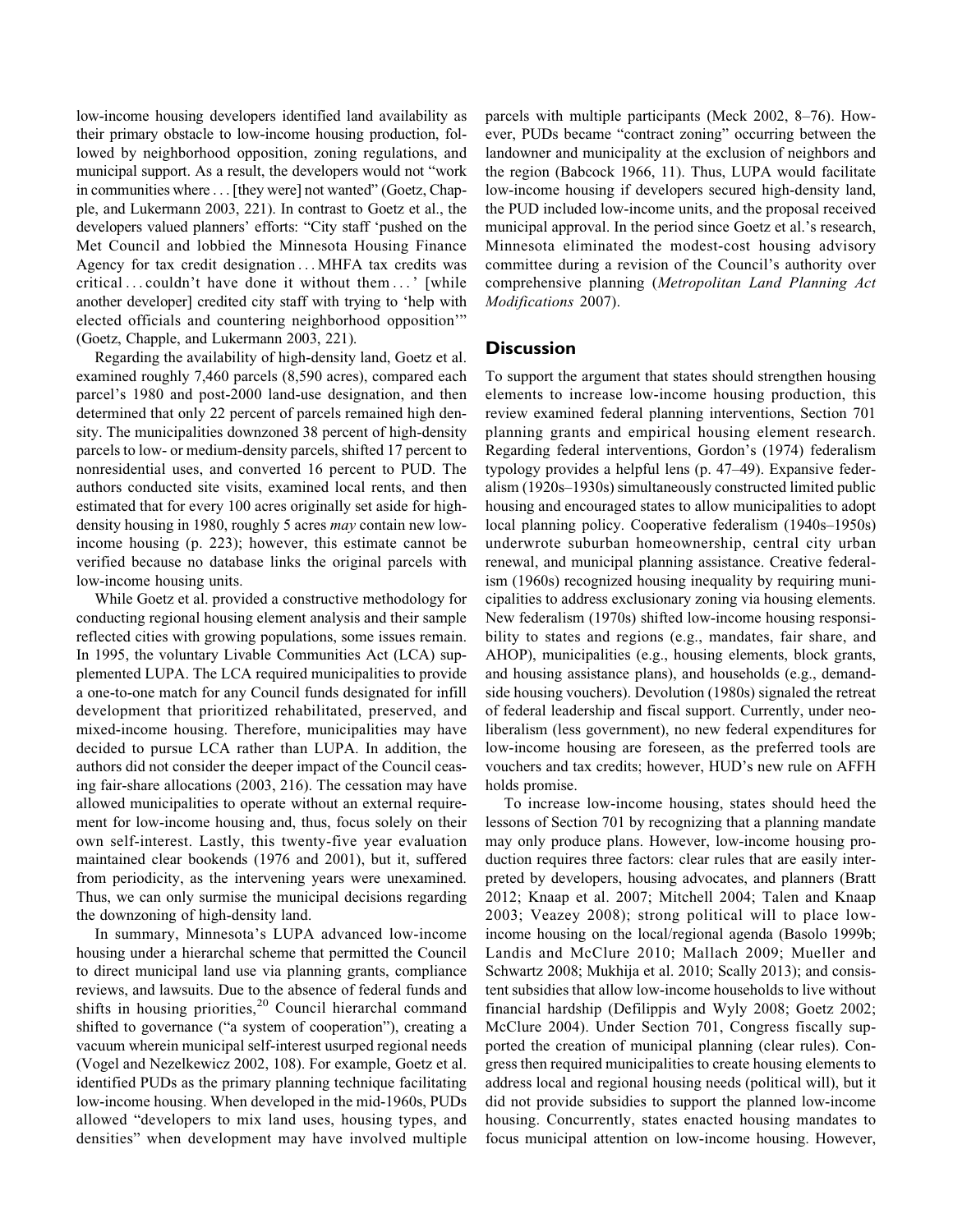low-income housing developers identified land availability as their primary obstacle to low-income housing production, followed by neighborhood opposition, zoning regulations, and municipal support. As a result, the developers would not "work in communities where . . . [they were] not wanted" (Goetz, Chapple, and Lukermann 2003, 221). In contrast to Goetz et al., the developers valued planners' efforts: "City staff 'pushed on the Met Council and lobbied the Minnesota Housing Finance Agency for tax credit designation . . . MHFA tax credits was critical . . . couldn't have done it without them . . . ' [while another developer] credited city staff with trying to 'help with elected officials and countering neighborhood opposition'" (Goetz, Chapple, and Lukermann 2003, 221).

Regarding the availability of high-density land, Goetz et al. examined roughly 7,460 parcels (8,590 acres), compared each parcel's 1980 and post-2000 land-use designation, and then determined that only 22 percent of parcels remained high density. The municipalities downzoned 38 percent of high-density parcels to low- or medium-density parcels, shifted 17 percent to nonresidential uses, and converted 16 percent to PUD. The authors conducted site visits, examined local rents, and then estimated that for every 100 acres originally set aside for high-density housing in 1980, roughly 5 acres *may* contain new low-income housing (p. 223); however, this estimate cannot be verified because no database links the original parcels with low-income housing units.

While Goetz et al. provided a constructive methodology for conducting regional housing element analysis and their sample reflected cities with growing populations, some issues remain. In 1995, the voluntary Livable Communities Act (LCA) supplemented LUPA. The LCA required municipalities to provide a one-to-one match for any Council funds designated for infill development that prioritized rehabilitated, preserved, and mixed-income housing. Therefore, municipalities may have decided to pursue LCA rather than LUPA. In addition, the authors did not consider the deeper impact of the Council ceasing fair-share allocations (2003, 216). The cessation may have allowed municipalities to operate without an external requirement for low-income housing and, thus, focus solely on their own self-interest. Lastly, this twenty-five year evaluation maintained clear bookends (1976 and 2001), but it, suffered from periodicity, as the intervening years were unexamined. Thus, we can only surmise the municipal decisions regarding the downzoning of high-density land.

In summary, Minnesota's LUPA advanced low-income housing under a hierarchal scheme that permitted the Council to direct municipal land use via planning grants, compliance reviews, and lawsuits. Due to the absence of federal funds and shifts in housing priorities,[20] Council hierarchal command shifted to governance ("a system of cooperation"), creating a vacuum wherein municipal self-interest usurped regional needs (Vogel and Nezelkewicz 2002, 108). For example, Goetz et al. identified PUDs as the primary planning technique facilitating low-income housing. When developed in the mid-1960s, PUDs allowed "developers to mix land uses, housing types, and densities" when development may have involved multiple parcels with multiple participants (Meck 2002, 8–76). However, PUDs became "contract zoning" occurring between the landowner and municipality at the exclusion of neighbors and the region (Babcock 1966, 11). Thus, LUPA would facilitate low-income housing if developers secured high-density land, the PUD included low-income units, and the proposal received municipal approval. In the period since Goetz et al.'s research, Minnesota eliminated the modest-cost housing advisory committee during a revision of the Council's authority over comprehensive planning (*Metropolitan Land Planning Act Modifications* 2007).

## Discussion

To support the argument that states should strengthen housing elements to increase low-income housing production, this review examined federal planning interventions, Section 701 planning grants and empirical housing element research. Regarding federal interventions, Gordon's (1974) federalism typology provides a helpful lens (p. 47–49). Expansive federalism (1920s–1930s) simultaneously constructed limited public housing and encouraged states to allow municipalities to adopt local planning policy. Cooperative federalism (1940s–1950s) underwrote suburban homeownership, central city urban renewal, and municipal planning assistance. Creative federalism (1960s) recognized housing inequality by requiring municipalities to address exclusionary zoning via housing elements. New federalism (1970s) shifted low-income housing responsibility to states and regions (e.g., mandates, fair share, and AHOP), municipalities (e.g., housing elements, block grants, and housing assistance plans), and households (e.g., demand-side housing vouchers). Devolution (1980s) signaled the retreat of federal leadership and fiscal support. Currently, under neoliberalism (less government), no new federal expenditures for low-income housing are foreseen, as the preferred tools are vouchers and tax credits; however, HUD's new rule on AFFH holds promise.

To increase low-income housing, states should heed the lessons of Section 701 by recognizing that a planning mandate may only produce plans. However, low-income housing production requires three factors: clear rules that are easily interpreted by developers, housing advocates, and planners (Bratt 2012; Knaap et al. 2007; Mitchell 2004; Talen and Knaap 2003; Veazey 2008); strong political will to place low-income housing on the local/regional agenda (Basolo 1999b; Landis and McClure 2010; Mallach 2009; Mueller and Schwartz 2008; Mukhija et al. 2010; Scally 2013); and consistent subsidies that allow low-income households to live without financial hardship (Defilippis and Wyly 2008; Goetz 2002; McClure 2004). Under Section 701, Congress fiscally supported the creation of municipal planning (clear rules). Congress then required municipalities to create housing elements to address local and regional housing needs (political will), but it did not provide subsidies to support the planned low-income housing. Concurrently, states enacted housing mandates to focus municipal attention on low-income housing. However,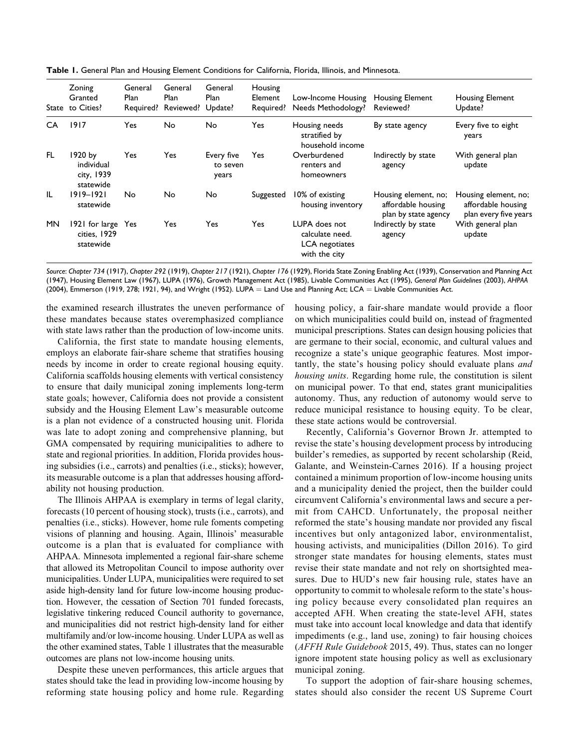**Table 1.** General Plan and Housing Element Conditions for California, Florida, Illinois, and Minnesota.

| State | Zoning Granted to Cities? | General Plan Required? | General Plan Reviewed? | General Plan Update? | Housing Element Required? | Low-Income Housing Needs Methodology? | Housing Element Reviewed? | Housing Element Update? |
|---|---|---|---|---|---|---|---|---|
| CA | 1917 | Yes | No | No | Yes | Housing needs stratified by household income | By state agency | Every five to eight years |
| FL | 1920 by individual city, 1939 statewide | Yes | Yes | Every five to seven years | Yes | Overburdened renters and homeowners | Indirectly by state agency | With general plan update |
| IL | 1919–1921 statewide | No | No | No | Suggested | 10% of existing housing inventory | Housing element, no; affordable housing plan by state agency | Housing element, no; affordable housing plan every five years |
| MN | 1921 for large cities, 1929 statewide | Yes | Yes | Yes | Yes | LUPA does not calculate need. LCA negotiates with the city | Indirectly by state agency | With general plan update |

*Source*: *Chapter 734* (1917), *Chapter 292* (1919), *Chapter 217* (1921), *Chapter 176* (1929), Florida State Zoning Enabling Act (1939), Conservation and Planning Act (1947), Housing Element Law (1967), LUPA (1976), Growth Management Act (1985), Livable Communities Act (1995), *General Plan Guidelines* (2003), *AHPAA* (2004), Emmerson (1919, 278; 1921, 94), and Wright (1952). LUPA = Land Use and Planning Act; LCA = Livable Communities Act.

the examined research illustrates the uneven performance of these mandates because states overemphasized compliance with state laws rather than the production of low-income units.

California, the first state to mandate housing elements, employs an elaborate fair-share scheme that stratifies housing needs by income in order to create regional housing equity. California scaffolds housing elements with vertical consistency to ensure that daily municipal zoning implements long-term state goals; however, California does not provide a consistent subsidy and the Housing Element Law's measurable outcome is a plan not evidence of a constructed housing unit. Florida was late to adopt zoning and comprehensive planning, but GMA compensated by requiring municipalities to adhere to state and regional priorities. In addition, Florida provides housing subsidies (i.e., carrots) and penalties (i.e., sticks); however, its measurable outcome is a plan that addresses housing affordability not housing production.

The Illinois AHPAA is exemplary in terms of legal clarity, forecasts (10 percent of housing stock), trusts (i.e., carrots), and penalties (i.e., sticks). However, home rule foments competing visions of planning and housing. Again, Illinois' measurable outcome is a plan that is evaluated for compliance with AHPAA. Minnesota implemented a regional fair-share scheme that allowed its Metropolitan Council to impose authority over municipalities. Under LUPA, municipalities were required to set aside high-density land for future low-income housing production. However, the cessation of Section 701 funded forecasts, legislative tinkering reduced Council authority to governance, and municipalities did not restrict high-density land for either multifamily and/or low-income housing. Under LUPA as well as the other examined states, Table 1 illustrates that the measurable outcomes are plans not low-income housing units.

Despite these uneven performances, this article argues that states should take the lead in providing low-income housing by reforming state housing policy and home rule. Regarding housing policy, a fair-share mandate would provide a floor on which municipalities could build on, instead of fragmented municipal prescriptions. States can design housing policies that are germane to their social, economic, and cultural values and recognize a state's unique geographic features. Most importantly, the state's housing policy should evaluate plans *and housing units*. Regarding home rule, the constitution is silent on municipal power. To that end, states grant municipalities autonomy. Thus, any reduction of autonomy would serve to reduce municipal resistance to housing equity. To be clear, these state actions would be controversial.

Recently, California's Governor Brown Jr. attempted to revise the state's housing development process by introducing builder's remedies, as supported by recent scholarship (Reid, Galante, and Weinstein-Carnes 2016). If a housing project contained a minimum proportion of low-income housing units and a municipality denied the project, then the builder could circumvent California's environmental laws and secure a permit from CAHCD. Unfortunately, the proposal neither reformed the state's housing mandate nor provided any fiscal incentives but only antagonized labor, environmentalist, housing activists, and municipalities (Dillon 2016). To gird stronger state mandates for housing elements, states must revise their state mandate and not rely on shortsighted measures. Due to HUD's new fair housing rule, states have an opportunity to commit to wholesale reform to the state's housing policy because every consolidated plan requires an accepted AFH. When creating the state-level AFH, states must take into account local knowledge and data that identify impediments (e.g., land use, zoning) to fair housing choices (*AFFH Rule Guidebook* 2015, 49). Thus, states can no longer ignore impotent state housing policy as well as exclusionary municipal zoning.

To support the adoption of fair-share housing schemes, states should also consider the recent US Supreme Court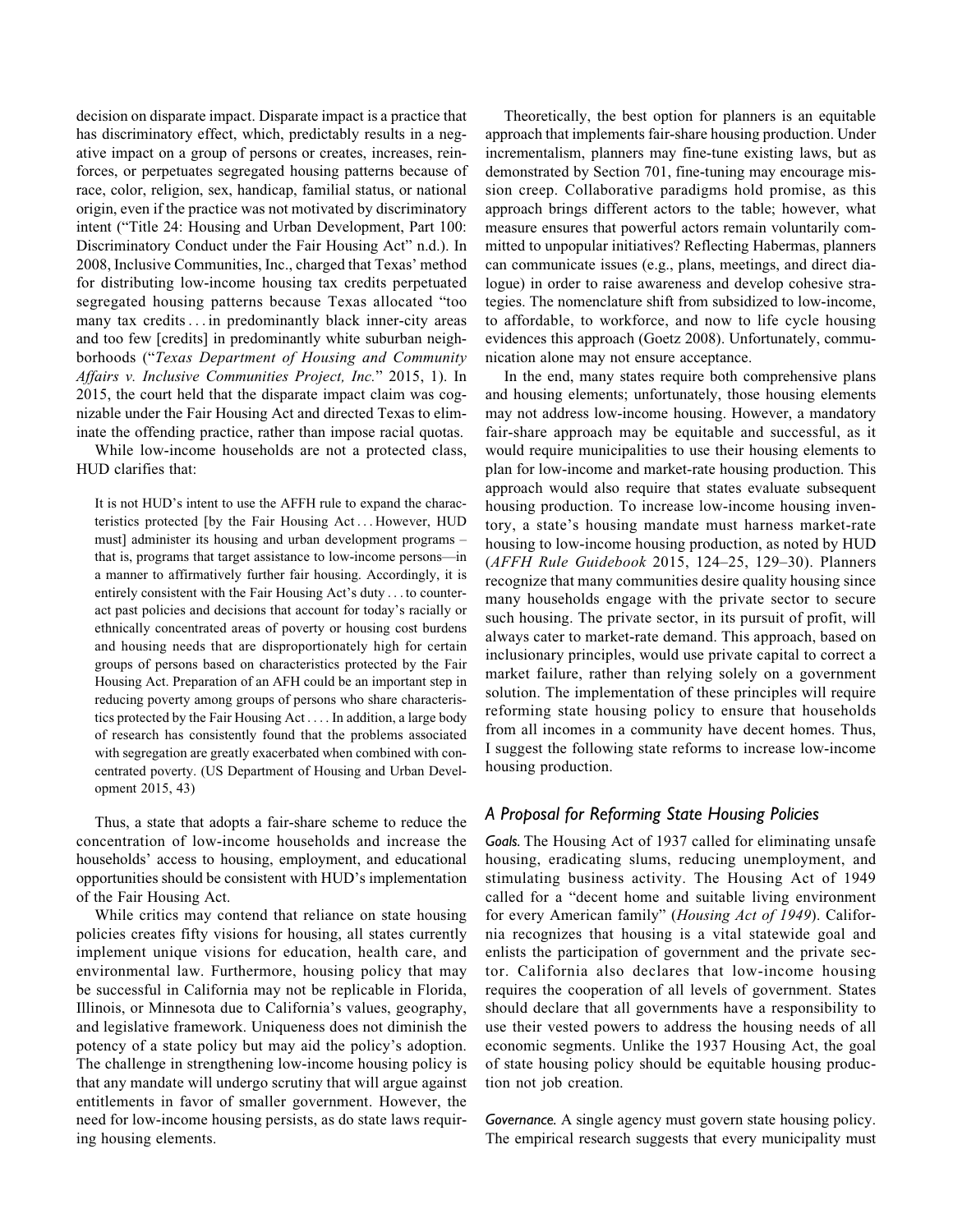decision on disparate impact. Disparate impact is a practice that has discriminatory effect, which, predictably results in a negative impact on a group of persons or creates, increases, reinforces, or perpetuates segregated housing patterns because of race, color, religion, sex, handicap, familial status, or national origin, even if the practice was not motivated by discriminatory intent ("Title 24: Housing and Urban Development, Part 100: Discriminatory Conduct under the Fair Housing Act" n.d.). In 2008, Inclusive Communities, Inc., charged that Texas' method for distributing low-income housing tax credits perpetuated segregated housing patterns because Texas allocated "too many tax credits . . . in predominantly black inner-city areas and too few [credits] in predominantly white suburban neighborhoods ("*Texas Department of Housing and Community Affairs v. Inclusive Communities Project, Inc.*" 2015, 1). In 2015, the court held that the disparate impact claim was cognizable under the Fair Housing Act and directed Texas to eliminate the offending practice, rather than impose racial quotas.

While low-income households are not a protected class, HUD clarifies that:

> It is not HUD's intent to use the AFFH rule to expand the characteristics protected [by the Fair Housing Act . . . However, HUD must] administer its housing and urban development programs – that is, programs that target assistance to low-income persons—in a manner to affirmatively further fair housing. Accordingly, it is entirely consistent with the Fair Housing Act's duty . . . to counteract past policies and decisions that account for today's racially or ethnically concentrated areas of poverty or housing cost burdens and housing needs that are disproportionately high for certain groups of persons based on characteristics protected by the Fair Housing Act. Preparation of an AFH could be an important step in reducing poverty among groups of persons who share characteristics protected by the Fair Housing Act . . . . In addition, a large body of research has consistently found that the problems associated with segregation are greatly exacerbated when combined with concentrated poverty. (US Department of Housing and Urban Development 2015, 43)

Thus, a state that adopts a fair-share scheme to reduce the concentration of low-income households and increase the households' access to housing, employment, and educational opportunities should be consistent with HUD's implementation of the Fair Housing Act.

While critics may contend that reliance on state housing policies creates fifty visions for housing, all states currently implement unique visions for education, health care, and environmental law. Furthermore, housing policy that may be successful in California may not be replicable in Florida, Illinois, or Minnesota due to California's values, geography, and legislative framework. Uniqueness does not diminish the potency of a state policy but may aid the policy's adoption. The challenge in strengthening low-income housing policy is that any mandate will undergo scrutiny that will argue against entitlements in favor of smaller government. However, the need for low-income housing persists, as do state laws requiring housing elements.

Theoretically, the best option for planners is an equitable approach that implements fair-share housing production. Under incrementalism, planners may fine-tune existing laws, but as demonstrated by Section 701, fine-tuning may encourage mission creep. Collaborative paradigms hold promise, as this approach brings different actors to the table; however, what measure ensures that powerful actors remain voluntarily committed to unpopular initiatives? Reflecting Habermas, planners can communicate issues (e.g., plans, meetings, and direct dialogue) in order to raise awareness and develop cohesive strategies. The nomenclature shift from subsidized to low-income, to affordable, to workforce, and now to life cycle housing evidences this approach (Goetz 2008). Unfortunately, communication alone may not ensure acceptance.

In the end, many states require both comprehensive plans and housing elements; unfortunately, those housing elements may not address low-income housing. However, a mandatory fair-share approach may be equitable and successful, as it would require municipalities to use their housing elements to plan for low-income and market-rate housing production. This approach would also require that states evaluate subsequent housing production. To increase low-income housing inventory, a state's housing mandate must harness market-rate housing to low-income housing production, as noted by HUD (*AFFH Rule Guidebook* 2015, 124–25, 129–30). Planners recognize that many communities desire quality housing since many households engage with the private sector to secure such housing. The private sector, in its pursuit of profit, will always cater to market-rate demand. This approach, based on inclusionary principles, would use private capital to correct a market failure, rather than relying solely on a government solution. The implementation of these principles will require reforming state housing policy to ensure that households from all incomes in a community have decent homes. Thus, I suggest the following state reforms to increase low-income housing production.

## A Proposal for Reforming State Housing Policies

*Goals.* The Housing Act of 1937 called for eliminating unsafe housing, eradicating slums, reducing unemployment, and stimulating business activity. The Housing Act of 1949 called for a "decent home and suitable living environment for every American family" (*Housing Act of 1949*). California recognizes that housing is a vital statewide goal and enlists the participation of government and the private sector. California also declares that low-income housing requires the cooperation of all levels of government. States should declare that all governments have a responsibility to use their vested powers to address the housing needs of all economic segments. Unlike the 1937 Housing Act, the goal of state housing policy should be equitable housing production not job creation.

*Governance.* A single agency must govern state housing policy. The empirical research suggests that every municipality must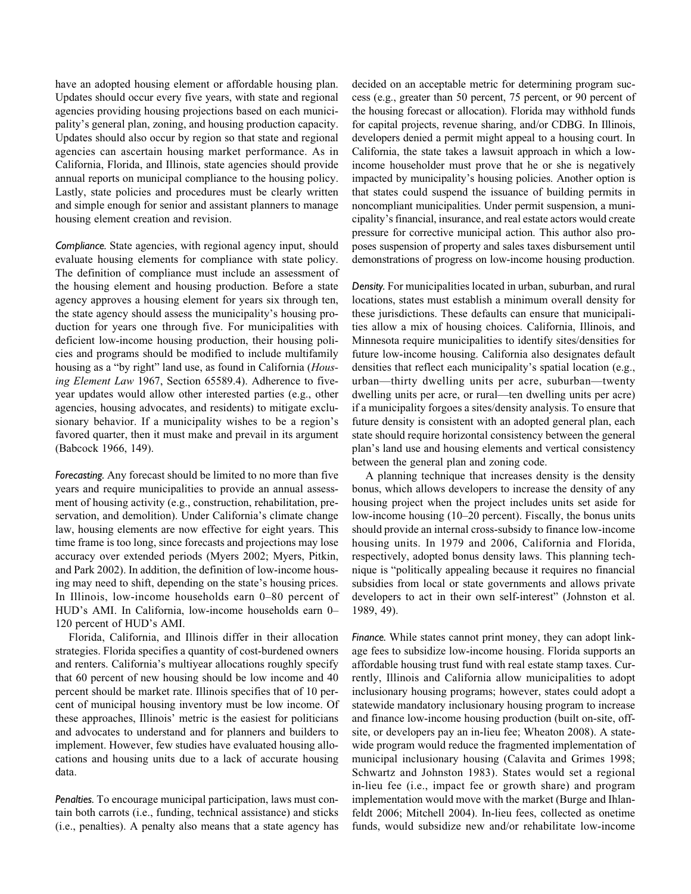have an adopted housing element or affordable housing plan. Updates should occur every five years, with state and regional agencies providing housing projections based on each municipality's general plan, zoning, and housing production capacity. Updates should also occur by region so that state and regional agencies can ascertain housing market performance. As in California, Florida, and Illinois, state agencies should provide annual reports on municipal compliance to the housing policy. Lastly, state policies and procedures must be clearly written and simple enough for senior and assistant planners to manage housing element creation and revision.

*Compliance.* State agencies, with regional agency input, should evaluate housing elements for compliance with state policy. The definition of compliance must include an assessment of the housing element and housing production. Before a state agency approves a housing element for years six through ten, the state agency should assess the municipality's housing production for years one through five. For municipalities with deficient low-income housing production, their housing policies and programs should be modified to include multifamily housing as a "by right" land use, as found in California (*Housing Element Law* 1967, Section 65589.4). Adherence to five-year updates would allow other interested parties (e.g., other agencies, housing advocates, and residents) to mitigate exclusionary behavior. If a municipality wishes to be a region's favored quarter, then it must make and prevail in its argument (Babcock 1966, 149).

*Forecasting.* Any forecast should be limited to no more than five years and require municipalities to provide an annual assessment of housing activity (e.g., construction, rehabilitation, preservation, and demolition). Under California's climate change law, housing elements are now effective for eight years. This time frame is too long, since forecasts and projections may lose accuracy over extended periods (Myers 2002; Myers, Pitkin, and Park 2002). In addition, the definition of low-income housing may need to shift, depending on the state's housing prices. In Illinois, low-income households earn 0–80 percent of HUD's AMI. In California, low-income households earn 0–120 percent of HUD's AMI.

Florida, California, and Illinois differ in their allocation strategies. Florida specifies a quantity of cost-burdened owners and renters. California's multiyear allocations roughly specify that 60 percent of new housing should be low income and 40 percent should be market rate. Illinois specifies that of 10 percent of municipal housing inventory must be low income. Of these approaches, Illinois' metric is the easiest for politicians and advocates to understand and for planners and builders to implement. However, few studies have evaluated housing allocations and housing units due to a lack of accurate housing data.

*Penalties.* To encourage municipal participation, laws must contain both carrots (i.e., funding, technical assistance) and sticks (i.e., penalties). A penalty also means that a state agency has decided on an acceptable metric for determining program success (e.g., greater than 50 percent, 75 percent, or 90 percent of the housing forecast or allocation). Florida may withhold funds for capital projects, revenue sharing, and/or CDBG. In Illinois, developers denied a permit might appeal to a housing court. In California, the state takes a lawsuit approach in which a low-income householder must prove that he or she is negatively impacted by municipality's housing policies. Another option is that states could suspend the issuance of building permits in noncompliant municipalities. Under permit suspension, a municipality's financial, insurance, and real estate actors would create pressure for corrective municipal action. This author also proposes suspension of property and sales taxes disbursement until demonstrations of progress on low-income housing production.

*Density.* For municipalities located in urban, suburban, and rural locations, states must establish a minimum overall density for these jurisdictions. These defaults can ensure that municipalities allow a mix of housing choices. California, Illinois, and Minnesota require municipalities to identify sites/densities for future low-income housing. California also designates default densities that reflect each municipality's spatial location (e.g., urban—thirty dwelling units per acre, suburban—twenty dwelling units per acre, or rural—ten dwelling units per acre) if a municipality forgoes a sites/density analysis. To ensure that future density is consistent with an adopted general plan, each state should require horizontal consistency between the general plan's land use and housing elements and vertical consistency between the general plan and zoning code.

A planning technique that increases density is the density bonus, which allows developers to increase the density of any housing project when the project includes units set aside for low-income housing (10–20 percent). Fiscally, the bonus units should provide an internal cross-subsidy to finance low-income housing units. In 1979 and 2006, California and Florida, respectively, adopted bonus density laws. This planning technique is "politically appealing because it requires no financial subsidies from local or state governments and allows private developers to act in their own self-interest" (Johnston et al. 1989, 49).

*Finance.* While states cannot print money, they can adopt linkage fees to subsidize low-income housing. Florida supports an affordable housing trust fund with real estate stamp taxes. Currently, Illinois and California allow municipalities to adopt inclusionary housing programs; however, states could adopt a statewide mandatory inclusionary housing program to increase and finance low-income housing production (built on-site, off-site, or developers pay an in-lieu fee; Wheaton 2008). A statewide program would reduce the fragmented implementation of municipal inclusionary housing (Calavita and Grimes 1998; Schwartz and Johnston 1983). States would set a regional in-lieu fee (i.e., impact fee or growth share) and program implementation would move with the market (Burge and Ihlanfeldt 2006; Mitchell 2004). In-lieu fees, collected as onetime funds, would subsidize new and/or rehabilitate low-income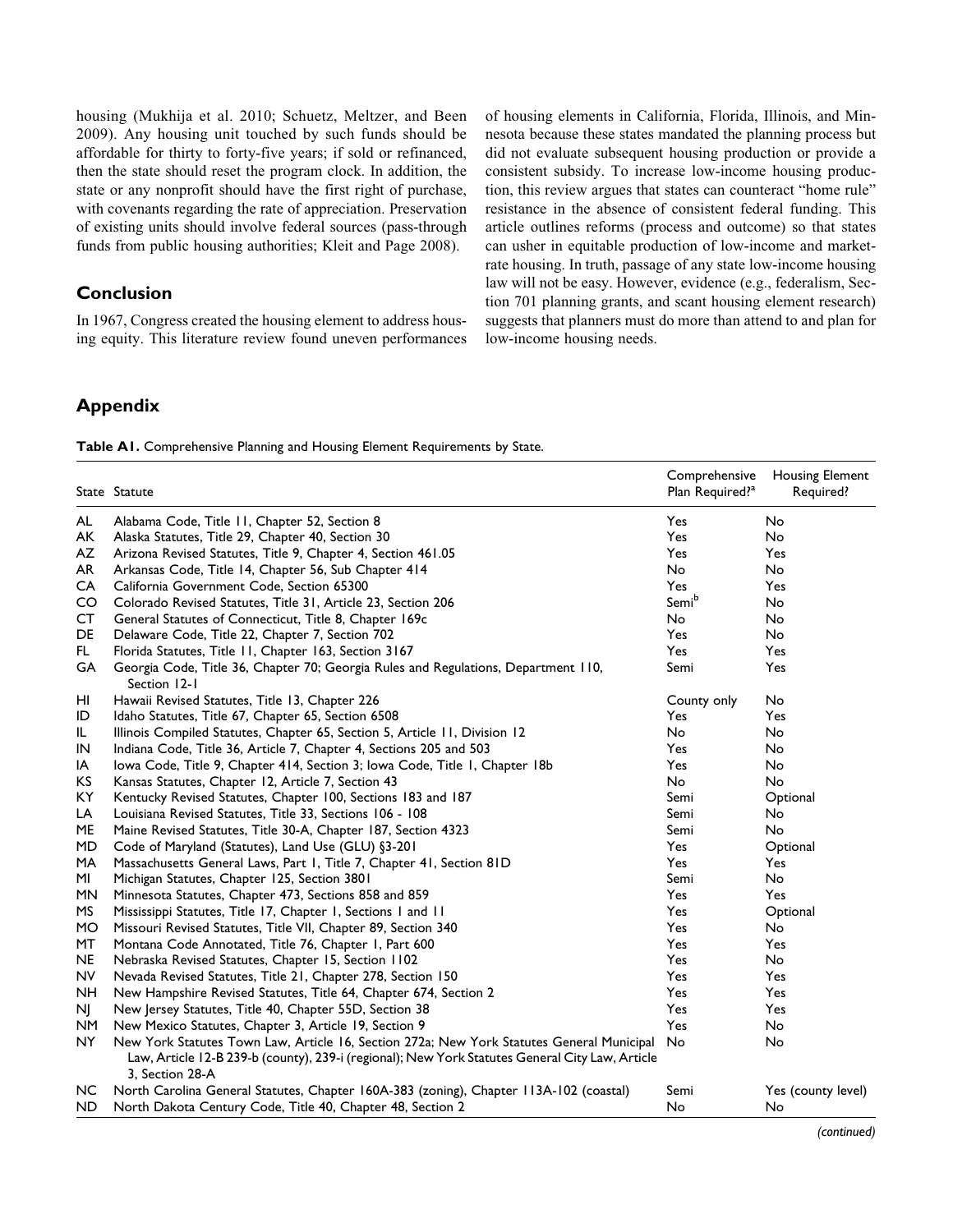housing (Mukhija et al. 2010; Schuetz, Meltzer, and Been 2009). Any housing unit touched by such funds should be affordable for thirty to forty-five years; if sold or refinanced, then the state should reset the program clock. In addition, the state or any nonprofit should have the first right of purchase, with covenants regarding the rate of appreciation. Preservation of existing units should involve federal sources (pass-through funds from public housing authorities; Kleit and Page 2008).

## Conclusion

In 1967, Congress created the housing element to address housing equity. This literature review found uneven performances of housing elements in California, Florida, Illinois, and Minnesota because these states mandated the planning process but did not evaluate subsequent housing production or provide a consistent subsidy. To increase low-income housing production, this review argues that states can counteract "home rule" resistance in the absence of consistent federal funding. This article outlines reforms (process and outcome) so that states can usher in equitable production of low-income and market-rate housing. In truth, passage of any state low-income housing law will not be easy. However, evidence (e.g., federalism, Section 701 planning grants, and scant housing element research) suggests that planners must do more than attend to and plan for low-income housing needs.

## Appendix

**Table A1.** Comprehensive Planning and Housing Element Requirements by State.

| State | Statute | Comprehensive Plan Required?[a] | Housing Element Required? |
|---|---|---|---|
| AL | Alabama Code, Title 11, Chapter 52, Section 8 | Yes | No |
| AK | Alaska Statutes, Title 29, Chapter 40, Section 30 | Yes | No |
| AZ | Arizona Revised Statutes, Title 9, Chapter 4, Section 461.05 | Yes | Yes |
| AR | Arkansas Code, Title 14, Chapter 56, Sub Chapter 414 | No | No |
| CA | California Government Code, Section 65300 | Yes | Yes |
| CO | Colorado Revised Statutes, Title 31, Article 23, Section 206 | Semi[b] | No |
| CT | General Statutes of Connecticut, Title 8, Chapter 169c | No | No |
| DE | Delaware Code, Title 22, Chapter 7, Section 702 | Yes | No |
| FL | Florida Statutes, Title 11, Chapter 163, Section 3167 | Yes | Yes |
| GA | Georgia Code, Title 36, Chapter 70; Georgia Rules and Regulations, Department 110, Section 12-1 | Semi | Yes |
| HI | Hawaii Revised Statutes, Title 13, Chapter 226 | County only | No |
| ID | Idaho Statutes, Title 67, Chapter 65, Section 6508 | Yes | Yes |
| IL | Illinois Compiled Statutes, Chapter 65, Section 5, Article 11, Division 12 | No | No |
| IN | Indiana Code, Title 36, Article 7, Chapter 4, Sections 205 and 503 | Yes | No |
| IA | Iowa Code, Title 9, Chapter 414, Section 3; Iowa Code, Title 1, Chapter 18b | Yes | No |
| KS | Kansas Statutes, Chapter 12, Article 7, Section 43 | No | No |
| KY | Kentucky Revised Statutes, Chapter 100, Sections 183 and 187 | Semi | Optional |
| LA | Louisiana Revised Statutes, Title 33, Sections 106 - 108 | Semi | No |
| ME | Maine Revised Statutes, Title 30-A, Chapter 187, Section 4323 | Semi | No |
| MD | Code of Maryland (Statutes), Land Use (GLU) §3-201 | Yes | Optional |
| MA | Massachusetts General Laws, Part 1, Title 7, Chapter 41, Section 81D | Yes | Yes |
| MI | Michigan Statutes, Chapter 125, Section 3801 | Semi | No |
| MN | Minnesota Statutes, Chapter 473, Sections 858 and 859 | Yes | Yes |
| MS | Mississippi Statutes, Title 17, Chapter 1, Sections 1 and 11 | Yes | Optional |
| MO | Missouri Revised Statutes, Title VII, Chapter 89, Section 340 | Yes | No |
| MT | Montana Code Annotated, Title 76, Chapter 1, Part 600 | Yes | Yes |
| NE | Nebraska Revised Statutes, Chapter 15, Section 1102 | Yes | No |
| NV | Nevada Revised Statutes, Title 21, Chapter 278, Section 150 | Yes | Yes |
| NH | New Hampshire Revised Statutes, Title 64, Chapter 674, Section 2 | Yes | Yes |
| NJ | New Jersey Statutes, Title 40, Chapter 55D, Section 38 | Yes | Yes |
| NM | New Mexico Statutes, Chapter 3, Article 19, Section 9 | Yes | No |
| NY | New York Statutes Town Law, Article 16, Section 272a; New York Statutes General Municipal Law, Article 12-B 239-b (county), 239-i (regional); New York Statutes General City Law, Article 3, Section 28-A | No | No |
| NC | North Carolina General Statutes, Chapter 160A-383 (zoning), Chapter 113A-102 (coastal) | Semi | Yes (county level) |
| ND | North Dakota Century Code, Title 40, Chapter 48, Section 2 | No | No |

*(continued)*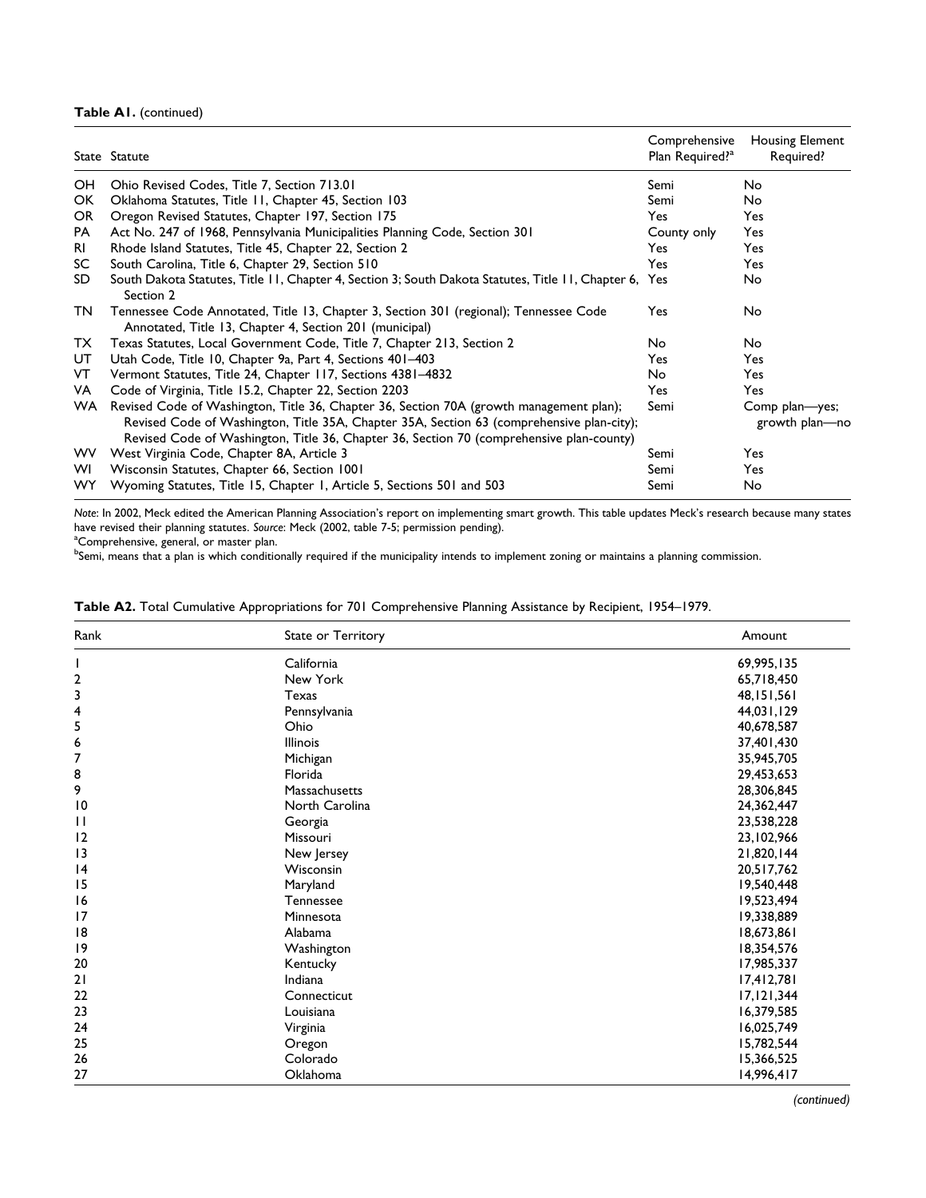**Table A1.** (continued)

| State | Statute | Comprehensive Plan Required?[a] | Housing Element Required? |
|---|---|---|---|
| OH | Ohio Revised Codes, Title 7, Section 713.01 | Semi | No |
| OK | Oklahoma Statutes, Title 11, Chapter 45, Section 103 | Semi | No |
| OR | Oregon Revised Statutes, Chapter 197, Section 175 | Yes | Yes |
| PA | Act No. 247 of 1968, Pennsylvania Municipalities Planning Code, Section 301 | County only | Yes |
| RI | Rhode Island Statutes, Title 45, Chapter 22, Section 2 | Yes | Yes |
| SC | South Carolina, Title 6, Chapter 29, Section 510 | Yes | Yes |
| SD | South Dakota Statutes, Title 11, Chapter 4, Section 3; South Dakota Statutes, Title 11, Chapter 6, Section 2 | Yes | No |
| TN | Tennessee Code Annotated, Title 13, Chapter 3, Section 301 (regional); Tennessee Code Annotated, Title 13, Chapter 4, Section 201 (municipal) | Yes | No |
| TX | Texas Statutes, Local Government Code, Title 7, Chapter 213, Section 2 | No | No |
| UT | Utah Code, Title 10, Chapter 9a, Part 4, Sections 401–403 | Yes | Yes |
| VT | Vermont Statutes, Title 24, Chapter 117, Sections 4381–4832 | No | Yes |
| VA | Code of Virginia, Title 15.2, Chapter 22, Section 2203 | Yes | Yes |
| WA | Revised Code of Washington, Title 36, Chapter 36, Section 70A (growth management plan); Revised Code of Washington, Title 35A, Chapter 35A, Section 63 (comprehensive plan-city); Revised Code of Washington, Title 36, Chapter 36, Section 70 (comprehensive plan-county) | Semi | Comp plan—yes; growth plan—no |
| WV | West Virginia Code, Chapter 8A, Article 3 | Semi | Yes |
| WI | Wisconsin Statutes, Chapter 66, Section 1001 | Semi | Yes |
| WY | Wyoming Statutes, Title 15, Chapter 1, Article 5, Sections 501 and 503 | Semi | No |

*Note*: In 2002, Meck edited the American Planning Association's report on implementing smart growth. This table updates Meck's research because many states have revised their planning statutes. *Source*: Meck (2002, table 7-5; permission pending).

[a]Comprehensive, general, or master plan.

[b]Semi, means that a plan is which conditionally required if the municipality intends to implement zoning or maintains a planning commission.

**Table A2.** Total Cumulative Appropriations for 701 Comprehensive Planning Assistance by Recipient, 1954–1979.

| Rank | State or Territory | Amount |
|---|---|---|
| 1 | California | 69,995,135 |
| 2 | New York | 65,718,450 |
| 3 | Texas | 48,151,561 |
| 4 | Pennsylvania | 44,031,129 |
| 5 | Ohio | 40,678,587 |
| 6 | Illinois | 37,401,430 |
| 7 | Michigan | 35,945,705 |
| 8 | Florida | 29,453,653 |
| 9 | Massachusetts | 28,306,845 |
| 10 | North Carolina | 24,362,447 |
| 11 | Georgia | 23,538,228 |
| 12 | Missouri | 23,102,966 |
| 13 | New Jersey | 21,820,144 |
| 14 | Wisconsin | 20,517,762 |
| 15 | Maryland | 19,540,448 |
| 16 | Tennessee | 19,523,494 |
| 17 | Minnesota | 19,338,889 |
| 18 | Alabama | 18,673,861 |
| 19 | Washington | 18,354,576 |
| 20 | Kentucky | 17,985,337 |
| 21 | Indiana | 17,412,781 |
| 22 | Connecticut | 17,121,344 |
| 23 | Louisiana | 16,379,585 |
| 24 | Virginia | 16,025,749 |
| 25 | Oregon | 15,782,544 |
| 26 | Colorado | 15,366,525 |
| 27 | Oklahoma | 14,996,417 |

*(continued)*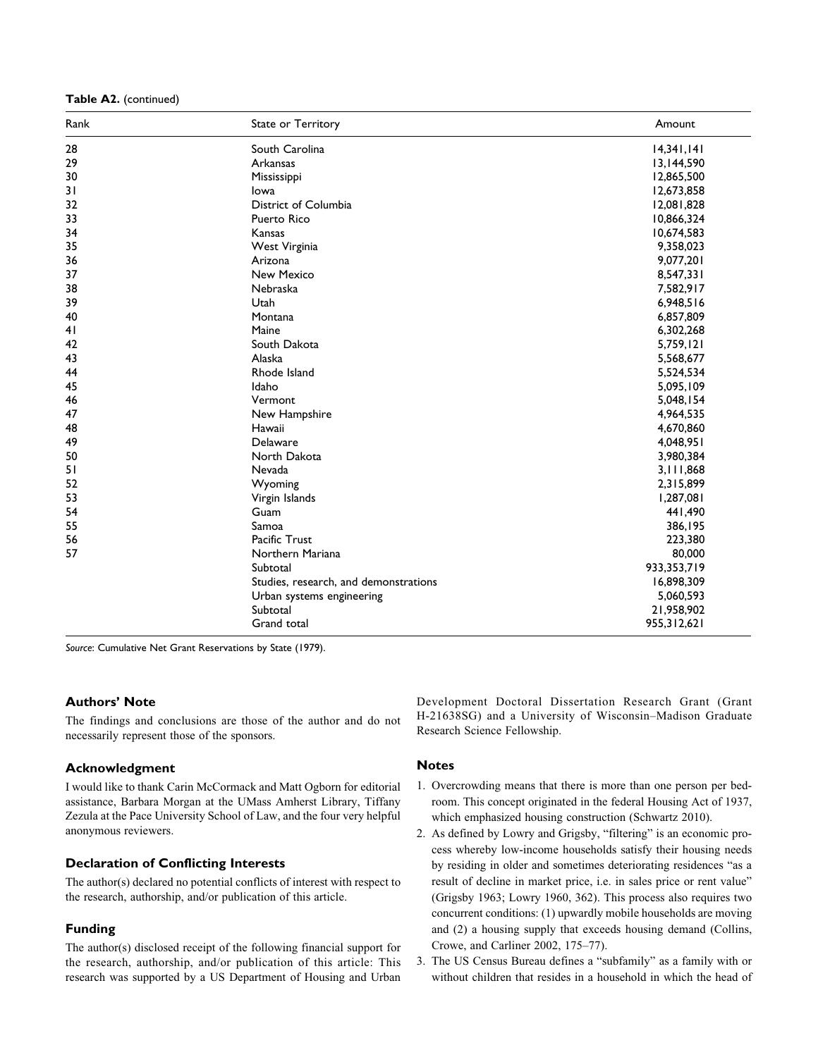**Table A2.** (continued)

| Rank | State or Territory | Amount |
|---|---|---|
| 28 | South Carolina | 14,341,141 |
| 29 | Arkansas | 13,144,590 |
| 30 | Mississippi | 12,865,500 |
| 31 | Iowa | 12,673,858 |
| 32 | District of Columbia | 12,081,828 |
| 33 | Puerto Rico | 10,866,324 |
| 34 | Kansas | 10,674,583 |
| 35 | West Virginia | 9,358,023 |
| 36 | Arizona | 9,077,201 |
| 37 | New Mexico | 8,547,331 |
| 38 | Nebraska | 7,582,917 |
| 39 | Utah | 6,948,516 |
| 40 | Montana | 6,857,809 |
| 41 | Maine | 6,302,268 |
| 42 | South Dakota | 5,759,121 |
| 43 | Alaska | 5,568,677 |
| 44 | Rhode Island | 5,524,534 |
| 45 | Idaho | 5,095,109 |
| 46 | Vermont | 5,048,154 |
| 47 | New Hampshire | 4,964,535 |
| 48 | Hawaii | 4,670,860 |
| 49 | Delaware | 4,048,951 |
| 50 | North Dakota | 3,980,384 |
| 51 | Nevada | 3,111,868 |
| 52 | Wyoming | 2,315,899 |
| 53 | Virgin Islands | 1,287,081 |
| 54 | Guam | 441,490 |
| 55 | Samoa | 386,195 |
| 56 | Pacific Trust | 223,380 |
| 57 | Northern Mariana | 80,000 |
| | Subtotal | 933,353,719 |
| | Studies, research, and demonstrations | 16,898,309 |
| | Urban systems engineering | 5,060,593 |
| | Subtotal | 21,958,902 |
| | Grand total | 955,312,621 |

*Source*: Cumulative Net Grant Reservations by State (1979).

## Authors' Note

The findings and conclusions are those of the author and do not necessarily represent those of the sponsors.

## Acknowledgment

I would like to thank Carin McCormack and Matt Ogborn for editorial assistance, Barbara Morgan at the UMass Amherst Library, Tiffany Zezula at the Pace University School of Law, and the four very helpful anonymous reviewers.

## Declaration of Conflicting Interests

The author(s) declared no potential conflicts of interest with respect to the research, authorship, and/or publication of this article.

## Funding

The author(s) disclosed receipt of the following financial support for the research, authorship, and/or publication of this article: This research was supported by a US Department of Housing and Urban Development Doctoral Dissertation Research Grant (Grant H-21638SG) and a University of Wisconsin–Madison Graduate Research Science Fellowship.

## Notes

1. Overcrowding means that there is more than one person per bedroom. This concept originated in the federal Housing Act of 1937, which emphasized housing construction (Schwartz 2010).
2. As defined by Lowry and Grigsby, "filtering" is an economic process whereby low-income households satisfy their housing needs by residing in older and sometimes deteriorating residences "as a result of decline in market price, i.e. in sales price or rent value" (Grigsby 1963; Lowry 1960, 362). This process also requires two concurrent conditions: (1) upwardly mobile households are moving and (2) a housing supply that exceeds housing demand (Collins, Crowe, and Carliner 2002, 175–77).
3. The US Census Bureau defines a "subfamily" as a family with or without children that resides in a household in which the head of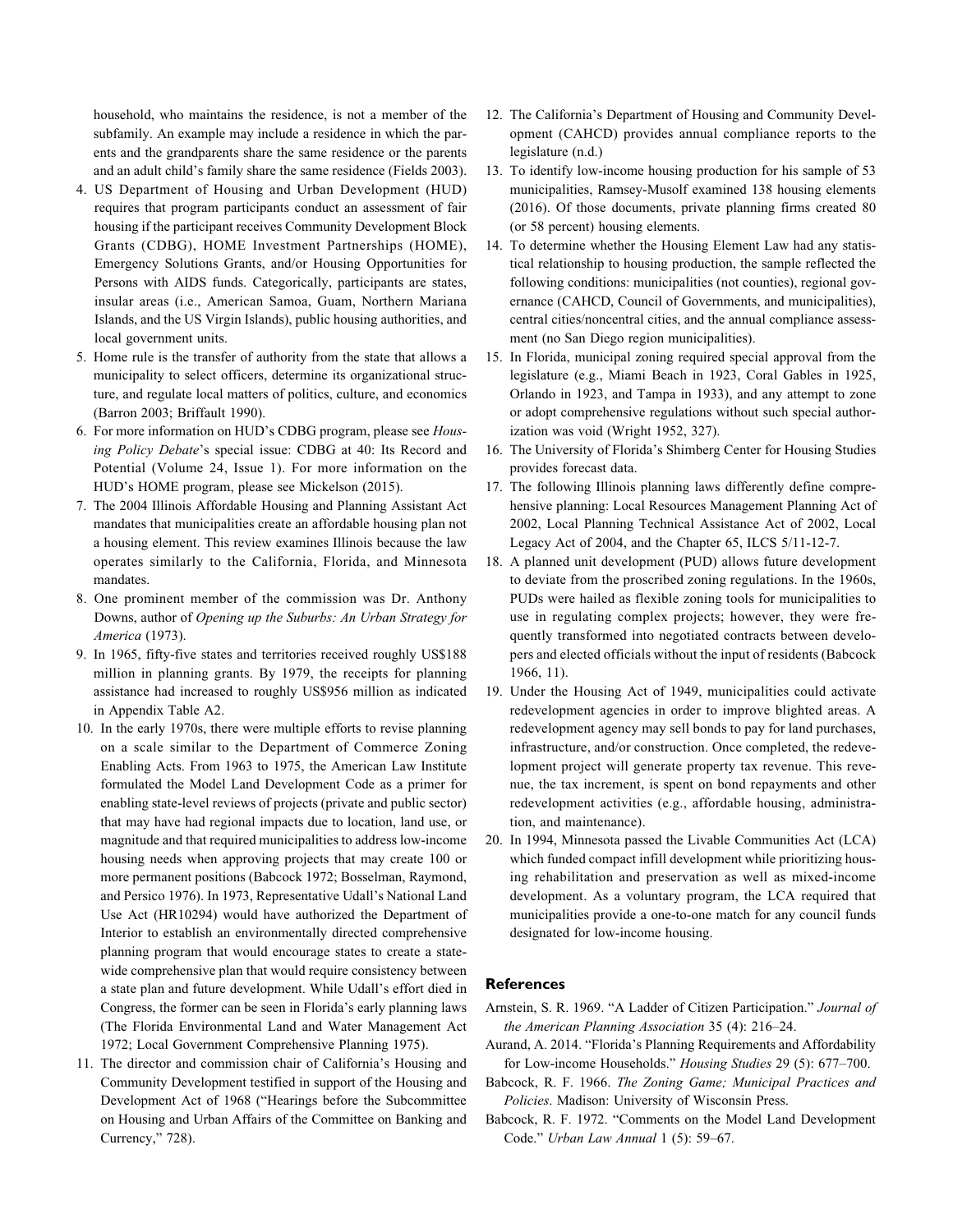household, who maintains the residence, is not a member of the subfamily. An example may include a residence in which the parents and the grandparents share the same residence or the parents and an adult child's family share the same residence (Fields 2003).

4. US Department of Housing and Urban Development (HUD) requires that program participants conduct an assessment of fair housing if the participant receives Community Development Block Grants (CDBG), HOME Investment Partnerships (HOME), Emergency Solutions Grants, and/or Housing Opportunities for Persons with AIDS funds. Categorically, participants are states, insular areas (i.e., American Samoa, Guam, Northern Mariana Islands, and the US Virgin Islands), public housing authorities, and local government units.
5. Home rule is the transfer of authority from the state that allows a municipality to select officers, determine its organizational structure, and regulate local matters of politics, culture, and economics (Barron 2003; Briffault 1990).
6. For more information on HUD's CDBG program, please see *Housing Policy Debate*'s special issue: CDBG at 40: Its Record and Potential (Volume 24, Issue 1). For more information on the HUD's HOME program, please see Mickelson (2015).
7. The 2004 Illinois Affordable Housing and Planning Assistant Act mandates that municipalities create an affordable housing plan not a housing element. This review examines Illinois because the law operates similarly to the California, Florida, and Minnesota mandates.
8. One prominent member of the commission was Dr. Anthony Downs, author of *Opening up the Suburbs: An Urban Strategy for America* (1973).
9. In 1965, fifty-five states and territories received roughly US$188 million in planning grants. By 1979, the receipts for planning assistance had increased to roughly US$956 million as indicated in Appendix Table A2.
10. In the early 1970s, there were multiple efforts to revise planning on a scale similar to the Department of Commerce Zoning Enabling Acts. From 1963 to 1975, the American Law Institute formulated the Model Land Development Code as a primer for enabling state-level reviews of projects (private and public sector) that may have had regional impacts due to location, land use, or magnitude and that required municipalities to address low-income housing needs when approving projects that may create 100 or more permanent positions (Babcock 1972; Bosselman, Raymond, and Persico 1976). In 1973, Representative Udall's National Land Use Act (HR10294) would have authorized the Department of Interior to establish an environmentally directed comprehensive planning program that would encourage states to create a statewide comprehensive plan that would require consistency between a state plan and future development. While Udall's effort died in Congress, the former can be seen in Florida's early planning laws (The Florida Environmental Land and Water Management Act 1972; Local Government Comprehensive Planning 1975).
11. The director and commission chair of California's Housing and Community Development testified in support of the Housing and Development Act of 1968 ("Hearings before the Subcommittee on Housing and Urban Affairs of the Committee on Banking and Currency," 728).
12. The California's Department of Housing and Community Development (CAHCD) provides annual compliance reports to the legislature (n.d.)
13. To identify low-income housing production for his sample of 53 municipalities, Ramsey-Musolf examined 138 housing elements (2016). Of those documents, private planning firms created 80 (or 58 percent) housing elements.
14. To determine whether the Housing Element Law had any statistical relationship to housing production, the sample reflected the following conditions: municipalities (not counties), regional governance (CAHCD, Council of Governments, and municipalities), central cities/noncentral cities, and the annual compliance assessment (no San Diego region municipalities).
15. In Florida, municipal zoning required special approval from the legislature (e.g., Miami Beach in 1923, Coral Gables in 1925, Orlando in 1923, and Tampa in 1933), and any attempt to zone or adopt comprehensive regulations without such special authorization was void (Wright 1952, 327).
16. The University of Florida's Shimberg Center for Housing Studies provides forecast data.
17. The following Illinois planning laws differently define comprehensive planning: Local Resources Management Planning Act of 2002, Local Planning Technical Assistance Act of 2002, Local Legacy Act of 2004, and the Chapter 65, ILCS 5/11-12-7.
18. A planned unit development (PUD) allows future development to deviate from the proscribed zoning regulations. In the 1960s, PUDs were hailed as flexible zoning tools for municipalities to use in regulating complex projects; however, they were frequently transformed into negotiated contracts between developers and elected officials without the input of residents (Babcock 1966, 11).
19. Under the Housing Act of 1949, municipalities could activate redevelopment agencies in order to improve blighted areas. A redevelopment agency may sell bonds to pay for land purchases, infrastructure, and/or construction. Once completed, the redevelopment project will generate property tax revenue. This revenue, the tax increment, is spent on bond repayments and other redevelopment activities (e.g., affordable housing, administration, and maintenance).
20. In 1994, Minnesota passed the Livable Communities Act (LCA) which funded compact infill development while prioritizing housing rehabilitation and preservation as well as mixed-income development. As a voluntary program, the LCA required that municipalities provide a one-to-one match for any council funds designated for low-income housing.

## References

Arnstein, S. R. 1969. "A Ladder of Citizen Participation." *Journal of the American Planning Association* 35 (4): 216–24.

Aurand, A. 2014. "Florida's Planning Requirements and Affordability for Low-income Households." *Housing Studies* 29 (5): 677–700.

Babcock, R. F. 1966. *The Zoning Game; Municipal Practices and Policies*. Madison: University of Wisconsin Press.

Babcock, R. F. 1972. "Comments on the Model Land Development Code." *Urban Law Annual* 1 (5): 59–67.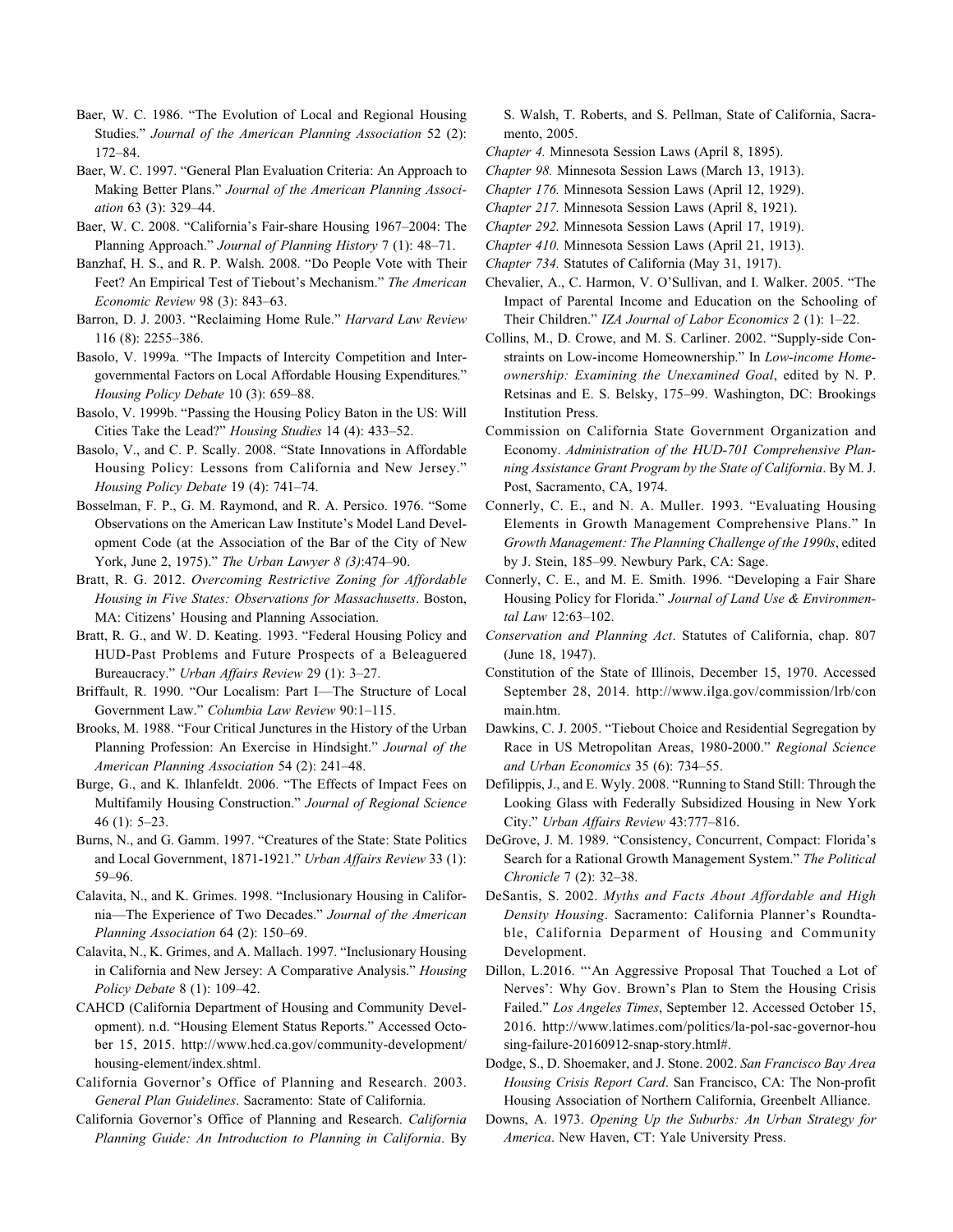Baer, W. C. 1986. "The Evolution of Local and Regional Housing Studies." *Journal of the American Planning Association* 52 (2): 172–84.

Baer, W. C. 1997. "General Plan Evaluation Criteria: An Approach to Making Better Plans." *Journal of the American Planning Association* 63 (3): 329–44.

Baer, W. C. 2008. "California's Fair-share Housing 1967–2004: The Planning Approach." *Journal of Planning History* 7 (1): 48–71.

Banzhaf, H. S., and R. P. Walsh. 2008. "Do People Vote with Their Feet? An Empirical Test of Tiebout's Mechanism." *The American Economic Review* 98 (3): 843–63.

Barron, D. J. 2003. "Reclaiming Home Rule." *Harvard Law Review* 116 (8): 2255–386.

Basolo, V. 1999a. "The Impacts of Intercity Competition and Intergovernmental Factors on Local Affordable Housing Expenditures." *Housing Policy Debate* 10 (3): 659–88.

Basolo, V. 1999b. "Passing the Housing Policy Baton in the US: Will Cities Take the Lead?" *Housing Studies* 14 (4): 433–52.

Basolo, V., and C. P. Scally. 2008. "State Innovations in Affordable Housing Policy: Lessons from California and New Jersey." *Housing Policy Debate* 19 (4): 741–74.

Bosselman, F. P., G. M. Raymond, and R. A. Persico. 1976. "Some Observations on the American Law Institute's Model Land Development Code (at the Association of the Bar of the City of New York, June 2, 1975)." *The Urban Lawyer 8 (3)*:474–90.

Bratt, R. G. 2012. *Overcoming Restrictive Zoning for Affordable Housing in Five States: Observations for Massachusetts*. Boston, MA: Citizens' Housing and Planning Association.

Bratt, R. G., and W. D. Keating. 1993. "Federal Housing Policy and HUD-Past Problems and Future Prospects of a Beleaguered Bureaucracy." *Urban Affairs Review* 29 (1): 3–27.

Briffault, R. 1990. "Our Localism: Part I—The Structure of Local Government Law." *Columbia Law Review* 90:1–115.

Brooks, M. 1988. "Four Critical Junctures in the History of the Urban Planning Profession: An Exercise in Hindsight." *Journal of the American Planning Association* 54 (2): 241–48.

Burge, G., and K. Ihlanfeldt. 2006. "The Effects of Impact Fees on Multifamily Housing Construction." *Journal of Regional Science* 46 (1): 5–23.

Burns, N., and G. Gamm. 1997. "Creatures of the State: State Politics and Local Government, 1871-1921." *Urban Affairs Review* 33 (1): 59–96.

Calavita, N., and K. Grimes. 1998. "Inclusionary Housing in California—The Experience of Two Decades." *Journal of the American Planning Association* 64 (2): 150–69.

Calavita, N., K. Grimes, and A. Mallach. 1997. "Inclusionary Housing in California and New Jersey: A Comparative Analysis." *Housing Policy Debate* 8 (1): 109–42.

CAHCD (California Department of Housing and Community Development). n.d. "Housing Element Status Reports." Accessed October 15, 2015. http://www.hcd.ca.gov/community-development/housing-element/index.shtml.

California Governor's Office of Planning and Research. 2003. *General Plan Guidelines*. Sacramento: State of California.

California Governor's Office of Planning and Research. *California Planning Guide: An Introduction to Planning in California*. By S. Walsh, T. Roberts, and S. Pellman, State of California, Sacramento, 2005.

*Chapter 4.* Minnesota Session Laws (April 8, 1895).

*Chapter 98.* Minnesota Session Laws (March 13, 1913).

*Chapter 176.* Minnesota Session Laws (April 12, 1929).

*Chapter 217.* Minnesota Session Laws (April 8, 1921).

*Chapter 292.* Minnesota Session Laws (April 17, 1919).

*Chapter 410.* Minnesota Session Laws (April 21, 1913).

*Chapter 734.* Statutes of California (May 31, 1917).

Chevalier, A., C. Harmon, V. O'Sullivan, and I. Walker. 2005. "The Impact of Parental Income and Education on the Schooling of Their Children." *IZA Journal of Labor Economics* 2 (1): 1–22.

Collins, M., D. Crowe, and M. S. Carliner. 2002. "Supply-side Constraints on Low-income Homeownership." In *Low-income Homeownership: Examining the Unexamined Goal*, edited by N. P. Retsinas and E. S. Belsky, 175–99. Washington, DC: Brookings Institution Press.

Commission on California State Government Organization and Economy. *Administration of the HUD-701 Comprehensive Planning Assistance Grant Program by the State of California*. By M. J. Post, Sacramento, CA, 1974.

Connerly, C. E., and N. A. Muller. 1993. "Evaluating Housing Elements in Growth Management Comprehensive Plans." In *Growth Management: The Planning Challenge of the 1990s*, edited by J. Stein, 185–99. Newbury Park, CA: Sage.

Connerly, C. E., and M. E. Smith. 1996. "Developing a Fair Share Housing Policy for Florida." *Journal of Land Use & Environmental Law* 12:63–102.

*Conservation and Planning Act*. Statutes of California, chap. 807 (June 18, 1947).

Constitution of the State of Illinois, December 15, 1970. Accessed September 28, 2014. http://www.ilga.gov/commission/lrb/conmain.htm.

Dawkins, C. J. 2005. "Tiebout Choice and Residential Segregation by Race in US Metropolitan Areas, 1980-2000." *Regional Science and Urban Economics* 35 (6): 734–55.

Defilippis, J., and E. Wyly. 2008. "Running to Stand Still: Through the Looking Glass with Federally Subsidized Housing in New York City." *Urban Affairs Review* 43:777–816.

DeGrove, J. M. 1989. "Consistency, Concurrent, Compact: Florida's Search for a Rational Growth Management System." *The Political Chronicle* 7 (2): 32–38.

DeSantis, S. 2002. *Myths and Facts About Affordable and High Density Housing*. Sacramento: California Planner's Roundtable, California Deparment of Housing and Community Development.

Dillon, L.2016. "'An Aggressive Proposal That Touched a Lot of Nerves': Why Gov. Brown's Plan to Stem the Housing Crisis Failed." *Los Angeles Times*, September 12. Accessed October 15, 2016. http://www.latimes.com/politics/la-pol-sac-governor-housing-failure-20160912-snap-story.html#.

Dodge, S., D. Shoemaker, and J. Stone. 2002. *San Francisco Bay Area Housing Crisis Report Card*. San Francisco, CA: The Non-profit Housing Association of Northern California, Greenbelt Alliance.

Downs, A. 1973. *Opening Up the Suburbs: An Urban Strategy for America*. New Haven, CT: Yale University Press.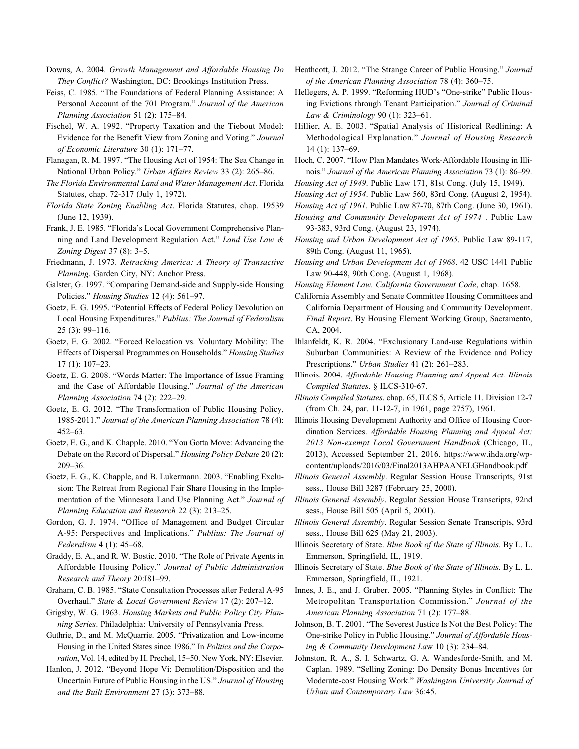Downs, A. 2004. *Growth Management and Affordable Housing Do They Conflict?* Washington, DC: Brookings Institution Press.

Feiss, C. 1985. "The Foundations of Federal Planning Assistance: A Personal Account of the 701 Program." *Journal of the American Planning Association* 51 (2): 175–84.

Fischel, W. A. 1992. "Property Taxation and the Tiebout Model: Evidence for the Benefit View from Zoning and Voting." *Journal of Economic Literature* 30 (1): 171–77.

Flanagan, R. M. 1997. "The Housing Act of 1954: The Sea Change in National Urban Policy." *Urban Affairs Review* 33 (2): 265–86.

*The Florida Environmental Land and Water Management Act*. Florida Statutes, chap. 72-317 (July 1, 1972).

*Florida State Zoning Enabling Act*. Florida Statutes, chap. 19539 (June 12, 1939).

Frank, J. E. 1985. "Florida's Local Government Comprehensive Planning and Land Development Regulation Act." *Land Use Law & Zoning Digest* 37 (8): 3–5.

Friedmann, J. 1973. *Retracking America: A Theory of Transactive Planning*. Garden City, NY: Anchor Press.

Galster, G. 1997. "Comparing Demand-side and Supply-side Housing Policies." *Housing Studies* 12 (4): 561–97.

Goetz, E. G. 1995. "Potential Effects of Federal Policy Devolution on Local Housing Expenditures." *Publius: The Journal of Federalism* 25 (3): 99–116.

Goetz, E. G. 2002. "Forced Relocation vs. Voluntary Mobility: The Effects of Dispersal Programmes on Households." *Housing Studies* 17 (1): 107–23.

Goetz, E. G. 2008. "Words Matter: The Importance of Issue Framing and the Case of Affordable Housing." *Journal of the American Planning Association* 74 (2): 222–29.

Goetz, E. G. 2012. "The Transformation of Public Housing Policy, 1985-2011." *Journal of the American Planning Association* 78 (4): 452–63.

Goetz, E. G., and K. Chapple. 2010. "You Gotta Move: Advancing the Debate on the Record of Dispersal." *Housing Policy Debate* 20 (2): 209–36.

Goetz, E. G., K. Chapple, and B. Lukermann. 2003. "Enabling Exclusion: The Retreat from Regional Fair Share Housing in the Implementation of the Minnesota Land Use Planning Act." *Journal of Planning Education and Research* 22 (3): 213–25.

Gordon, G. J. 1974. "Office of Management and Budget Circular A-95: Perspectives and Implications." *Publius: The Journal of Federalism* 4 (1): 45–68.

Graddy, E. A., and R. W. Bostic. 2010. "The Role of Private Agents in Affordable Housing Policy." *Journal of Public Administration Research and Theory* 20:I81–99.

Graham, C. B. 1985. "State Consultation Processes after Federal A-95 Overhaul." *State & Local Government Review* 17 (2): 207–12.

Grigsby, W. G. 1963. *Housing Markets and Public Policy City Planning Series*. Philadelphia: University of Pennsylvania Press.

Guthrie, D., and M. McQuarrie. 2005. "Privatization and Low-income Housing in the United States since 1986." In *Politics and the Corporation*, Vol. 14, edited by H. Prechel, 15–50. New York, NY: Elsevier.

Hanlon, J. 2012. "Beyond Hope Vi: Demolition/Disposition and the Uncertain Future of Public Housing in the US." *Journal of Housing and the Built Environment* 27 (3): 373–88.

Heathcott, J. 2012. "The Strange Career of Public Housing." *Journal of the American Planning Association* 78 (4): 360–75.

Hellegers, A. P. 1999. "Reforming HUD's "One-strike" Public Housing Evictions through Tenant Participation." *Journal of Criminal Law & Criminology* 90 (1): 323–61.

Hillier, A. E. 2003. "Spatial Analysis of Historical Redlining: A Methodological Explanation." *Journal of Housing Research* 14 (1): 137–69.

Hoch, C. 2007. "How Plan Mandates Work-Affordable Housing in Illinois." *Journal of the American Planning Association* 73 (1): 86–99.

*Housing Act of 1949*. Public Law 171, 81st Cong. (July 15, 1949).

*Housing Act of 1954*. Public Law 560, 83rd Cong. (August 2, 1954).

*Housing Act of 1961*. Public Law 87-70, 87th Cong. (June 30, 1961).

*Housing and Community Development Act of 1974* . Public Law 93-383, 93rd Cong. (August 23, 1974).

*Housing and Urban Development Act of 1965*. Public Law 89-117, 89th Cong. (August 11, 1965).

*Housing and Urban Development Act of 1968*. 42 USC 1441 Public Law 90-448, 90th Cong. (August 1, 1968).

*Housing Element Law. California Government Code*, chap. 1658.

California Assembly and Senate Committee Housing Committees and California Department of Housing and Community Development. *Final Report*. By Housing Element Working Group, Sacramento, CA, 2004.

Ihlanfeldt, K. R. 2004. "Exclusionary Land-use Regulations within Suburban Communities: A Review of the Evidence and Policy Prescriptions." *Urban Studies* 41 (2): 261–283.

Illinois. 2004. *Affordable Housing Planning and Appeal Act. Illinois Compiled Statutes*. § ILCS-310-67.

*Illinois Compiled Statutes*. chap. 65, ILCS 5, Article 11. Division 12-7 (from Ch. 24, par. 11-12-7, in 1961, page 2757), 1961.

Illinois Housing Development Authority and Office of Housing Coordination Services. *Affordable Housing Planning and Appeal Act: 2013 Non-exempt Local Government Handbook* (Chicago, IL, 2013), Accessed September 21, 2016. https://www.ihda.org/wp-content/uploads/2016/03/Final2013AHPAANELGHandbook.pdf

*Illinois General Assembly*. Regular Session House Transcripts, 91st sess., House Bill 3287 (February 25, 2000).

*Illinois General Assembly*. Regular Session House Transcripts, 92nd sess., House Bill 505 (April 5, 2001).

*Illinois General Assembly*. Regular Session Senate Transcripts, 93rd sess., House Bill 625 (May 21, 2003).

Illinois Secretary of State. *Blue Book of the State of Illinois*. By L. L. Emmerson, Springfield, IL, 1919.

Illinois Secretary of State. *Blue Book of the State of Illinois*. By L. L. Emmerson, Springfield, IL, 1921.

Innes, J. E., and J. Gruber. 2005. "Planning Styles in Conflict: The Metropolitan Transportation Commission." *Journal of the American Planning Association* 71 (2): 177–88.

Johnson, B. T. 2001. "The Severest Justice Is Not the Best Policy: The One-strike Policy in Public Housing." *Journal of Affordable Housing & Community Development Law* 10 (3): 234–84.

Johnston, R. A., S. I. Schwartz, G. A. Wandesforde-Smith, and M. Caplan. 1989. "Selling Zoning: Do Density Bonus Incentives for Moderate-cost Housing Work." *Washington University Journal of Urban and Contemporary Law* 36:45.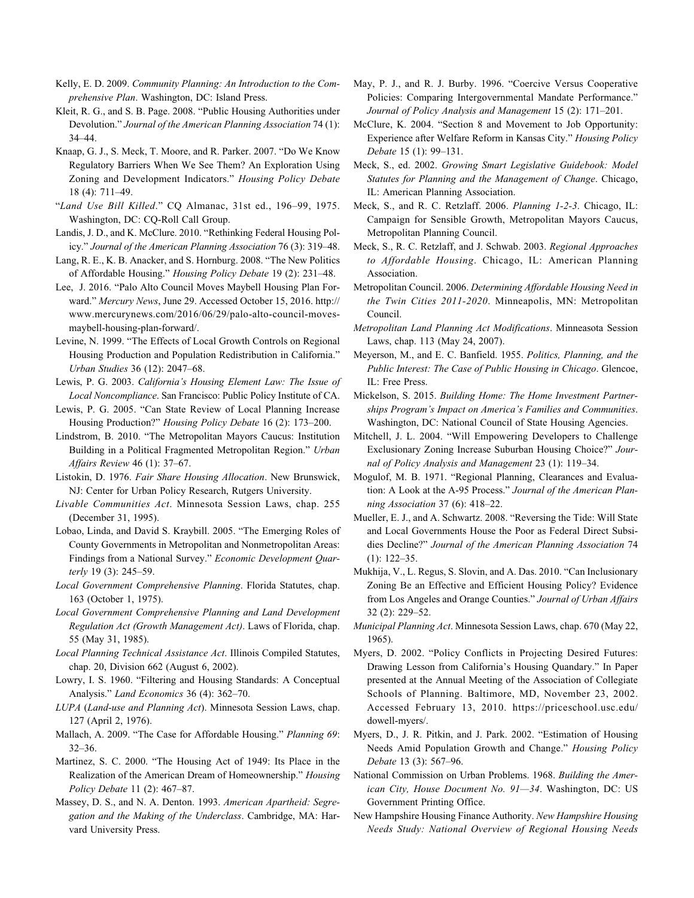Kelly, E. D. 2009. *Community Planning: An Introduction to the Comprehensive Plan*. Washington, DC: Island Press.

Kleit, R. G., and S. B. Page. 2008. "Public Housing Authorities under Devolution." *Journal of the American Planning Association* 74 (1): 34–44.

Knaap, G. J., S. Meck, T. Moore, and R. Parker. 2007. "Do We Know Regulatory Barriers When We See Them? An Exploration Using Zoning and Development Indicators." *Housing Policy Debate* 18 (4): 711–49.

"*Land Use Bill Killed*." CQ Almanac, 31st ed., 196–99, 1975. Washington, DC: CQ-Roll Call Group.

Landis, J. D., and K. McClure. 2010. "Rethinking Federal Housing Policy." *Journal of the American Planning Association* 76 (3): 319–48.

Lang, R. E., K. B. Anacker, and S. Hornburg. 2008. "The New Politics of Affordable Housing." *Housing Policy Debate* 19 (2): 231–48.

Lee, J. 2016. "Palo Alto Council Moves Maybell Housing Plan Forward." *Mercury News*, June 29. Accessed October 15, 2016. http://www.mercurynews.com/2016/06/29/palo-alto-council-moves-maybell-housing-plan-forward/.

Levine, N. 1999. "The Effects of Local Growth Controls on Regional Housing Production and Population Redistribution in California." *Urban Studies* 36 (12): 2047–68.

Lewis, P. G. 2003. *California's Housing Element Law: The Issue of Local Noncompliance*. San Francisco: Public Policy Institute of CA.

Lewis, P. G. 2005. "Can State Review of Local Planning Increase Housing Production?" *Housing Policy Debate* 16 (2): 173–200.

Lindstrom, B. 2010. "The Metropolitan Mayors Caucus: Institution Building in a Political Fragmented Metropolitan Region." *Urban Affairs Review* 46 (1): 37–67.

Listokin, D. 1976. *Fair Share Housing Allocation*. New Brunswick, NJ: Center for Urban Policy Research, Rutgers University.

*Livable Communities Act*. Minnesota Session Laws, chap. 255 (December 31, 1995).

Lobao, Linda, and David S. Kraybill. 2005. "The Emerging Roles of County Governments in Metropolitan and Nonmetropolitan Areas: Findings from a National Survey." *Economic Development Quarterly* 19 (3): 245–59.

*Local Government Comprehensive Planning*. Florida Statutes, chap. 163 (October 1, 1975).

*Local Government Comprehensive Planning and Land Development Regulation Act (Growth Management Act)*. Laws of Florida, chap. 55 (May 31, 1985).

*Local Planning Technical Assistance Act*. Illinois Compiled Statutes, chap. 20, Division 662 (August 6, 2002).

Lowry, I. S. 1960. "Filtering and Housing Standards: A Conceptual Analysis." *Land Economics* 36 (4): 362–70.

*LUPA* (*Land-use and Planning Act*). Minnesota Session Laws, chap. 127 (April 2, 1976).

Mallach, A. 2009. "The Case for Affordable Housing." *Planning 69*: 32–36.

Martinez, S. C. 2000. "The Housing Act of 1949: Its Place in the Realization of the American Dream of Homeownership." *Housing Policy Debate* 11 (2): 467–87.

Massey, D. S., and N. A. Denton. 1993. *American Apartheid: Segregation and the Making of the Underclass*. Cambridge, MA: Harvard University Press.

May, P. J., and R. J. Burby. 1996. "Coercive Versus Cooperative Policies: Comparing Intergovernmental Mandate Performance." *Journal of Policy Analysis and Management* 15 (2): 171–201.

McClure, K. 2004. "Section 8 and Movement to Job Opportunity: Experience after Welfare Reform in Kansas City." *Housing Policy Debate* 15 (1): 99–131.

Meck, S., ed. 2002. *Growing Smart Legislative Guidebook: Model Statutes for Planning and the Management of Change*. Chicago, IL: American Planning Association.

Meck, S., and R. C. Retzlaff. 2006. *Planning 1-2-3*. Chicago, IL: Campaign for Sensible Growth, Metropolitan Mayors Caucus, Metropolitan Planning Council.

Meck, S., R. C. Retzlaff, and J. Schwab. 2003. *Regional Approaches to Affordable Housing*. Chicago, IL: American Planning Association.

Metropolitan Council. 2006. *Determining Affordable Housing Need in the Twin Cities 2011-2020*. Minneapolis, MN: Metropolitan Council.

*Metropolitan Land Planning Act Modifications*. Minneasota Session Laws, chap. 113 (May 24, 2007).

Meyerson, M., and E. C. Banfield. 1955. *Politics, Planning, and the Public Interest: The Case of Public Housing in Chicago*. Glencoe, IL: Free Press.

Mickelson, S. 2015. *Building Home: The Home Investment Partnerships Program's Impact on America's Families and Communities*. Washington, DC: National Council of State Housing Agencies.

Mitchell, J. L. 2004. "Will Empowering Developers to Challenge Exclusionary Zoning Increase Suburban Housing Choice?" *Journal of Policy Analysis and Management* 23 (1): 119–34.

Mogulof, M. B. 1971. "Regional Planning, Clearances and Evaluation: A Look at the A-95 Process." *Journal of the American Planning Association* 37 (6): 418–22.

Mueller, E. J., and A. Schwartz. 2008. "Reversing the Tide: Will State and Local Governments House the Poor as Federal Direct Subsidies Decline?" *Journal of the American Planning Association* 74 (1): 122–35.

Mukhija, V., L. Regus, S. Slovin, and A. Das. 2010. "Can Inclusionary Zoning Be an Effective and Efficient Housing Policy? Evidence from Los Angeles and Orange Counties." *Journal of Urban Affairs* 32 (2): 229–52.

*Municipal Planning Act*. Minnesota Session Laws, chap. 670 (May 22, 1965).

Myers, D. 2002. "Policy Conflicts in Projecting Desired Futures: Drawing Lesson from California's Housing Quandary." In Paper presented at the Annual Meeting of the Association of Collegiate Schools of Planning. Baltimore, MD, November 23, 2002. Accessed February 13, 2010. https://priceschool.usc.edu/dowell-myers/.

Myers, D., J. R. Pitkin, and J. Park. 2002. "Estimation of Housing Needs Amid Population Growth and Change." *Housing Policy Debate* 13 (3): 567–96.

National Commission on Urban Problems. 1968. *Building the American City, House Document No. 91—34*. Washington, DC: US Government Printing Office.

New Hampshire Housing Finance Authority. *New Hampshire Housing Needs Study: National Overview of Regional Housing Needs*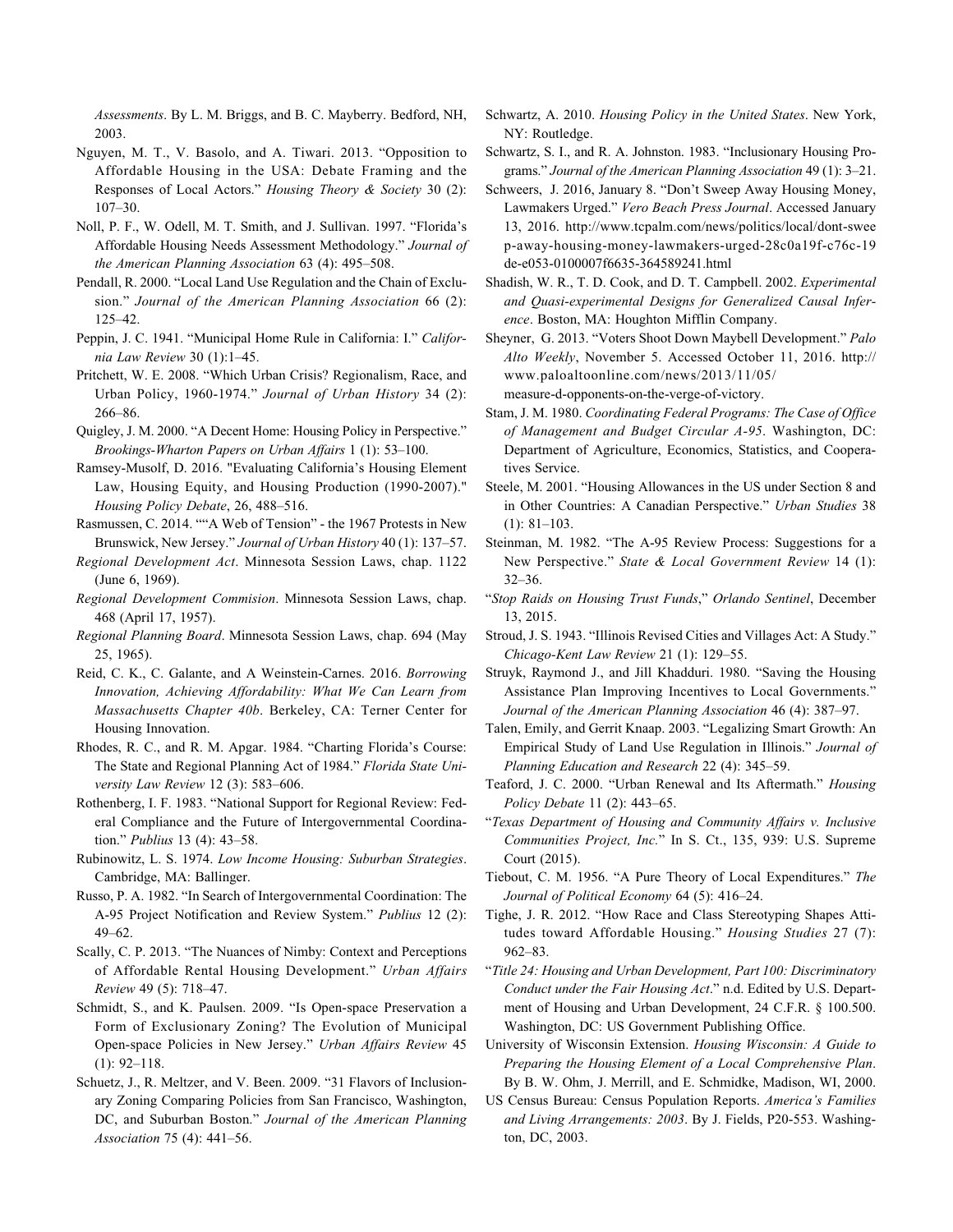*Assessments*. By L. M. Briggs, and B. C. Mayberry. Bedford, NH, 2003.

Nguyen, M. T., V. Basolo, and A. Tiwari. 2013. "Opposition to Affordable Housing in the USA: Debate Framing and the Responses of Local Actors." *Housing Theory & Society* 30 (2): 107–30.

Noll, P. F., W. Odell, M. T. Smith, and J. Sullivan. 1997. "Florida's Affordable Housing Needs Assessment Methodology." *Journal of the American Planning Association* 63 (4): 495–508.

Pendall, R. 2000. "Local Land Use Regulation and the Chain of Exclusion." *Journal of the American Planning Association* 66 (2): 125–42.

Peppin, J. C. 1941. "Municipal Home Rule in California: I." *California Law Review* 30 (1):1–45.

Pritchett, W. E. 2008. "Which Urban Crisis? Regionalism, Race, and Urban Policy, 1960-1974." *Journal of Urban History* 34 (2): 266–86.

Quigley, J. M. 2000. "A Decent Home: Housing Policy in Perspective." *Brookings-Wharton Papers on Urban Affairs* 1 (1): 53–100.

Ramsey-Musolf, D. 2016. "Evaluating California's Housing Element Law, Housing Equity, and Housing Production (1990-2007)." *Housing Policy Debate*, 26, 488–516.

Rasmussen, C. 2014. ""A Web of Tension" - the 1967 Protests in New Brunswick, New Jersey." *Journal of Urban History* 40 (1): 137–57.

*Regional Development Act*. Minnesota Session Laws, chap. 1122 (June 6, 1969).

*Regional Development Commision*. Minnesota Session Laws, chap. 468 (April 17, 1957).

*Regional Planning Board*. Minnesota Session Laws, chap. 694 (May 25, 1965).

Reid, C. K., C. Galante, and A Weinstein-Carnes. 2016. *Borrowing Innovation, Achieving Affordability: What We Can Learn from Massachusetts Chapter 40b*. Berkeley, CA: Terner Center for Housing Innovation.

Rhodes, R. C., and R. M. Apgar. 1984. "Charting Florida's Course: The State and Regional Planning Act of 1984." *Florida State University Law Review* 12 (3): 583–606.

Rothenberg, I. F. 1983. "National Support for Regional Review: Federal Compliance and the Future of Intergovernmental Coordination." *Publius* 13 (4): 43–58.

Rubinowitz, L. S. 1974. *Low Income Housing: Suburban Strategies*. Cambridge, MA: Ballinger.

Russo, P. A. 1982. "In Search of Intergovernmental Coordination: The A-95 Project Notification and Review System." *Publius* 12 (2): 49–62.

Scally, C. P. 2013. "The Nuances of Nimby: Context and Perceptions of Affordable Rental Housing Development." *Urban Affairs Review* 49 (5): 718–47.

Schmidt, S., and K. Paulsen. 2009. "Is Open-space Preservation a Form of Exclusionary Zoning? The Evolution of Municipal Open-space Policies in New Jersey." *Urban Affairs Review* 45 (1): 92–118.

Schuetz, J., R. Meltzer, and V. Been. 2009. "31 Flavors of Inclusionary Zoning Comparing Policies from San Francisco, Washington, DC, and Suburban Boston." *Journal of the American Planning Association* 75 (4): 441–56.

Schwartz, A. 2010. *Housing Policy in the United States*. New York, NY: Routledge.

Schwartz, S. I., and R. A. Johnston. 1983. "Inclusionary Housing Programs." *Journal of the American Planning Association* 49 (1): 3–21.

Schweers, J. 2016, January 8. "Don't Sweep Away Housing Money, Lawmakers Urged." *Vero Beach Press Journal*. Accessed January 13, 2016. http://www.tcpalm.com/news/politics/local/dont-sweep-away-housing-money-lawmakers-urged-28c0a19f-c76c-19de-e053-0100007f6635-364589241.html

Shadish, W. R., T. D. Cook, and D. T. Campbell. 2002. *Experimental and Quasi-experimental Designs for Generalized Causal Inference*. Boston, MA: Houghton Mifflin Company.

Sheyner, G. 2013. "Voters Shoot Down Maybell Development." *Palo Alto Weekly*, November 5. Accessed October 11, 2016. http://www.paloaltoonline.com/news/2013/11/05/measure-d-opponents-on-the-verge-of-victory.

Stam, J. M. 1980. *Coordinating Federal Programs: The Case of Office of Management and Budget Circular A-95*. Washington, DC: Department of Agriculture, Economics, Statistics, and Cooperatives Service.

Steele, M. 2001. "Housing Allowances in the US under Section 8 and in Other Countries: A Canadian Perspective." *Urban Studies* 38 (1): 81–103.

Steinman, M. 1982. "The A-95 Review Process: Suggestions for a New Perspective." *State & Local Government Review* 14 (1): 32–36.

"*Stop Raids on Housing Trust Funds*," *Orlando Sentinel*, December 13, 2015.

Stroud, J. S. 1943. "Illinois Revised Cities and Villages Act: A Study." *Chicago-Kent Law Review* 21 (1): 129–55.

Struyk, Raymond J., and Jill Khadduri. 1980. "Saving the Housing Assistance Plan Improving Incentives to Local Governments." *Journal of the American Planning Association* 46 (4): 387–97.

Talen, Emily, and Gerrit Knaap. 2003. "Legalizing Smart Growth: An Empirical Study of Land Use Regulation in Illinois." *Journal of Planning Education and Research* 22 (4): 345–59.

Teaford, J. C. 2000. "Urban Renewal and Its Aftermath." *Housing Policy Debate* 11 (2): 443–65.

"*Texas Department of Housing and Community Affairs v. Inclusive Communities Project, Inc.*" In S. Ct., 135, 939: U.S. Supreme Court (2015).

Tiebout, C. M. 1956. "A Pure Theory of Local Expenditures." *The Journal of Political Economy* 64 (5): 416–24.

Tighe, J. R. 2012. "How Race and Class Stereotyping Shapes Attitudes toward Affordable Housing." *Housing Studies* 27 (7): 962–83.

"*Title 24: Housing and Urban Development, Part 100: Discriminatory Conduct under the Fair Housing Act*." n.d. Edited by U.S. Department of Housing and Urban Development, 24 C.F.R. § 100.500. Washington, DC: US Government Publishing Office.

University of Wisconsin Extension. *Housing Wisconsin: A Guide to Preparing the Housing Element of a Local Comprehensive Plan*. By B. W. Ohm, J. Merrill, and E. Schmidke, Madison, WI, 2000.

US Census Bureau: Census Population Reports. *America's Families and Living Arrangements: 2003*. By J. Fields, P20-553. Washington, DC, 2003.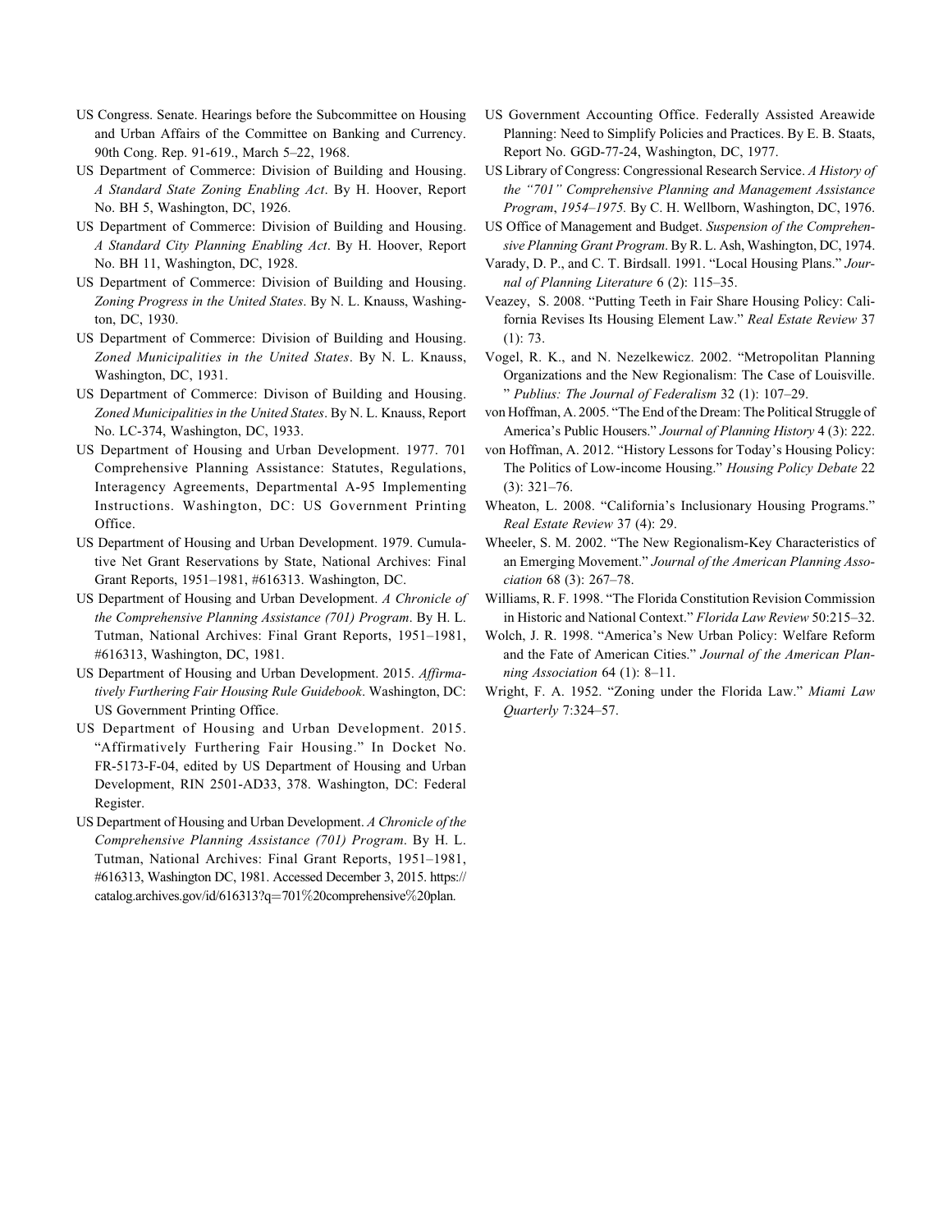US Congress. Senate. Hearings before the Subcommittee on Housing and Urban Affairs of the Committee on Banking and Currency. 90th Cong. Rep. 91-619., March 5–22, 1968.

US Department of Commerce: Division of Building and Housing. *A Standard State Zoning Enabling Act*. By H. Hoover, Report No. BH 5, Washington, DC, 1926.

US Department of Commerce: Division of Building and Housing. *A Standard City Planning Enabling Act*. By H. Hoover, Report No. BH 11, Washington, DC, 1928.

US Department of Commerce: Division of Building and Housing. *Zoning Progress in the United States*. By N. L. Knauss, Washington, DC, 1930.

US Department of Commerce: Division of Building and Housing. *Zoned Municipalities in the United States*. By N. L. Knauss, Washington, DC, 1931.

US Department of Commerce: Divison of Building and Housing. *Zoned Municipalities in the United States*. By N. L. Knauss, Report No. LC-374, Washington, DC, 1933.

US Department of Housing and Urban Development. 1977. 701 Comprehensive Planning Assistance: Statutes, Regulations, Interagency Agreements, Departmental A-95 Implementing Instructions. Washington, DC: US Government Printing Office.

US Department of Housing and Urban Development. 1979. Cumulative Net Grant Reservations by State, National Archives: Final Grant Reports, 1951–1981, #616313. Washington, DC.

US Department of Housing and Urban Development. *A Chronicle of the Comprehensive Planning Assistance (701) Program*. By H. L. Tutman, National Archives: Final Grant Reports, 1951–1981, #616313, Washington, DC, 1981.

US Department of Housing and Urban Development. 2015. *Affirmatively Furthering Fair Housing Rule Guidebook*. Washington, DC: US Government Printing Office.

US Department of Housing and Urban Development. 2015. "Affirmatively Furthering Fair Housing." In Docket No. FR-5173-F-04, edited by US Department of Housing and Urban Development, RIN 2501-AD33, 378. Washington, DC: Federal Register.

US Department of Housing and Urban Development. *A Chronicle of the Comprehensive Planning Assistance (701) Program*. By H. L. Tutman, National Archives: Final Grant Reports, 1951–1981, #616313, Washington DC, 1981. Accessed December 3, 2015. https://catalog.archives.gov/id/616313?q=701%20comprehensive%20plan.

US Government Accounting Office. Federally Assisted Areawide Planning: Need to Simplify Policies and Practices. By E. B. Staats, Report No. GGD-77-24, Washington, DC, 1977.

US Library of Congress: Congressional Research Service. *A History of the "701" Comprehensive Planning and Management Assistance Program, 1954–1975.* By C. H. Wellborn, Washington, DC, 1976.

US Office of Management and Budget. *Suspension of the Comprehensive Planning Grant Program*. By R. L. Ash, Washington, DC, 1974.

Varady, D. P., and C. T. Birdsall. 1991. "Local Housing Plans." *Journal of Planning Literature* 6 (2): 115–35.

Veazey, S. 2008. "Putting Teeth in Fair Share Housing Policy: California Revises Its Housing Element Law." *Real Estate Review* 37 (1): 73.

Vogel, R. K., and N. Nezelkewicz. 2002. "Metropolitan Planning Organizations and the New Regionalism: The Case of Louisville." *Publius: The Journal of Federalism* 32 (1): 107–29.

von Hoffman, A. 2005. "The End of the Dream: The Political Struggle of America's Public Housers." *Journal of Planning History* 4 (3): 222.

von Hoffman, A. 2012. "History Lessons for Today's Housing Policy: The Politics of Low-income Housing." *Housing Policy Debate* 22 (3): 321–76.

Wheaton, L. 2008. "California's Inclusionary Housing Programs." *Real Estate Review* 37 (4): 29.

Wheeler, S. M. 2002. "The New Regionalism-Key Characteristics of an Emerging Movement." *Journal of the American Planning Association* 68 (3): 267–78.

Williams, R. F. 1998. "The Florida Constitution Revision Commission in Historic and National Context." *Florida Law Review* 50:215–32.

Wolch, J. R. 1998. "America's New Urban Policy: Welfare Reform and the Fate of American Cities." *Journal of the American Planning Association* 64 (1): 8–11.

Wright, F. A. 1952. "Zoning under the Florida Law." *Miami Law Quarterly* 7:324–57.